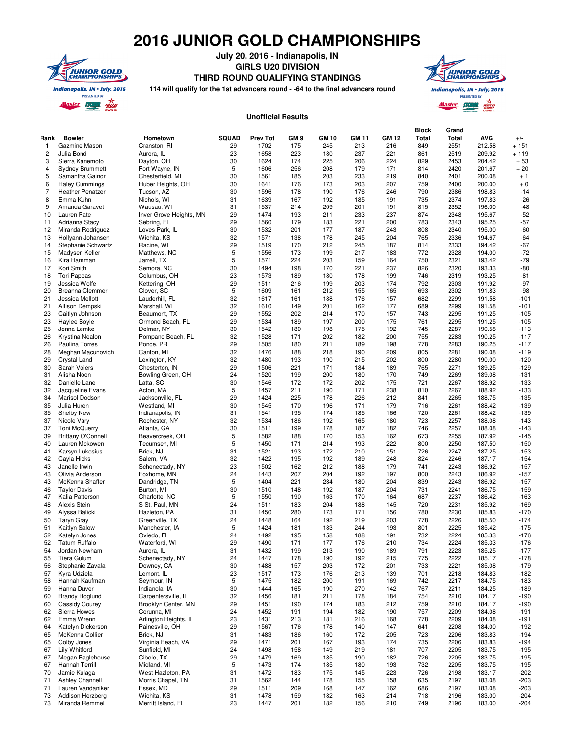# 2016 JUNIOR GOLD CHAMPIONSHIPS

**July 20, 2016 - Indianapolis, IN**
**GIRLS U20 DIVISION**
**THIRD ROUND QUALIFYING STANDINGS**
**114 will qualify for the 1st advancers round - -64 to the final advancers round**

**Unofficial Results**

| Rank | Bowler | Hometown | SQUAD | Prev Tot | GM 9 | GM 10 | GM 11 | GM 12 | Block Total | Grand Total | AVG | +/- |
|---|---|---|---|---|---|---|---|---|---|---|---|---|
| 1 | Gazmine Mason | Cranston, RI | 29 | 1702 | 175 | 245 | 213 | 216 | 849 | 2551 | 212.58 | + 151 |
| 2 | Julia Bond | Aurora, IL | 23 | 1658 | 223 | 180 | 237 | 221 | 861 | 2519 | 209.92 | + 119 |
| 3 | Sierra Kanemoto | Dayton, OH | 30 | 1624 | 174 | 225 | 206 | 224 | 829 | 2453 | 204.42 | + 53 |
| 4 | Sydney Brummett | Fort Wayne, IN | 5 | 1606 | 256 | 208 | 179 | 171 | 814 | 2420 | 201.67 | + 20 |
| 5 | Samantha Gainor | Chesterfield, MI | 30 | 1561 | 185 | 203 | 233 | 219 | 840 | 2401 | 200.08 | + 1 |
| 6 | Haley Cummings | Huber Heights, OH | 30 | 1641 | 176 | 173 | 203 | 207 | 759 | 2400 | 200.00 | + 0 |
| 7 | Heather Penatzer | Tucson, AZ | 30 | 1596 | 178 | 190 | 176 | 246 | 790 | 2386 | 198.83 | -14 |
| 8 | Emma Kuhn | Nichols, WI | 31 | 1639 | 167 | 192 | 185 | 191 | 735 | 2374 | 197.83 | -26 |
| 9 | Amanda Garavet | Wausau, WI | 31 | 1537 | 214 | 209 | 201 | 191 | 815 | 2352 | 196.00 | -48 |
| 10 | Lauren Pate | Inver Grove Heights, MN | 29 | 1474 | 193 | 211 | 233 | 237 | 874 | 2348 | 195.67 | -52 |
| 11 | Adrianna Stacy | Sebring, FL | 29 | 1560 | 179 | 183 | 221 | 200 | 783 | 2343 | 195.25 | -57 |
| 12 | Miranda Rodriguez | Loves Park, IL | 30 | 1532 | 201 | 177 | 187 | 243 | 808 | 2340 | 195.00 | -60 |
| 13 | Hollyann Johansen | Wichita, KS | 32 | 1571 | 138 | 178 | 245 | 204 | 765 | 2336 | 194.67 | -64 |
| 14 | Stephanie Schwartz | Racine, WI | 29 | 1519 | 170 | 212 | 245 | 187 | 814 | 2333 | 194.42 | -67 |
| 15 | Madysen Keller | Matthews, NC | 5 | 1556 | 173 | 199 | 217 | 183 | 772 | 2328 | 194.00 | -72 |
| 16 | Kira Hamman | Jarrell, TX | 5 | 1571 | 224 | 203 | 159 | 164 | 750 | 2321 | 193.42 | -79 |
| 17 | Kori Smith | Semora, NC | 30 | 1494 | 198 | 170 | 221 | 237 | 826 | 2320 | 193.33 | -80 |
| 18 | Tori Pappas | Columbus, OH | 23 | 1573 | 189 | 180 | 178 | 199 | 746 | 2319 | 193.25 | -81 |
| 19 | Jessica Wolfe | Kettering, OH | 29 | 1511 | 216 | 199 | 203 | 174 | 792 | 2303 | 191.92 | -97 |
| 20 | Breanna Clemmer | Clover, SC | 5 | 1609 | 161 | 212 | 155 | 165 | 693 | 2302 | 191.83 | -98 |
| 21 | Jessica Mellott | Lauderhill, FL | 32 | 1617 | 161 | 188 | 176 | 157 | 682 | 2299 | 191.58 | -101 |
| 21 | Allison Dempski | Marshall, WI | 32 | 1610 | 149 | 201 | 162 | 177 | 689 | 2299 | 191.58 | -101 |
| 23 | Caitlyn Johnson | Beaumont, TX | 29 | 1552 | 202 | 214 | 170 | 157 | 743 | 2295 | 191.25 | -105 |
| 23 | Haylee Boyle | Ormond Beach, FL | 29 | 1534 | 189 | 197 | 200 | 175 | 761 | 2295 | 191.25 | -105 |
| 25 | Jenna Lemke | Delmar, NY | 30 | 1542 | 180 | 198 | 175 | 192 | 745 | 2287 | 190.58 | -113 |
| 26 | Krystina Nealon | Pompano Beach, FL | 32 | 1528 | 171 | 202 | 182 | 200 | 755 | 2283 | 190.25 | -117 |
| 26 | Paulina Torres | Ponce, PR | 29 | 1505 | 180 | 211 | 189 | 198 | 778 | 2283 | 190.25 | -117 |
| 28 | Meghan Macunovich | Canton, MI | 32 | 1476 | 188 | 218 | 190 | 209 | 805 | 2281 | 190.08 | -119 |
| 29 | Crystal Land | Lexington, KY | 32 | 1480 | 193 | 190 | 215 | 202 | 800 | 2280 | 190.00 | -120 |
| 30 | Sarah Voiers | Chesterton, IN | 29 | 1506 | 221 | 171 | 184 | 189 | 765 | 2271 | 189.25 | -129 |
| 31 | Alisha Noon | Bowling Green, OH | 24 | 1520 | 199 | 200 | 180 | 170 | 749 | 2269 | 189.08 | -131 |
| 32 | Danielle Lane | Latta, SC | 30 | 1546 | 172 | 172 | 202 | 175 | 721 | 2267 | 188.92 | -133 |
| 32 | Jacqueline Evans | Acton, MA | 5 | 1457 | 211 | 190 | 171 | 238 | 810 | 2267 | 188.92 | -133 |
| 34 | Marisol Dodson | Jacksonville, FL | 29 | 1424 | 225 | 178 | 226 | 212 | 841 | 2265 | 188.75 | -135 |
| 35 | Julia Huren | Westland, MI | 30 | 1545 | 170 | 196 | 171 | 179 | 716 | 2261 | 188.42 | -139 |
| 35 | Shelby New | Indianapolis, IN | 31 | 1541 | 195 | 174 | 185 | 166 | 720 | 2261 | 188.42 | -139 |
| 37 | Nicole Vary | Rochester, NY | 32 | 1534 | 186 | 192 | 165 | 180 | 723 | 2257 | 188.08 | -143 |
| 37 | Toni McQuerry | Atlanta, GA | 30 | 1511 | 199 | 178 | 187 | 182 | 746 | 2257 | 188.08 | -143 |
| 39 | Brittany O'Connell | Beavercreek, OH | 5 | 1582 | 188 | 170 | 153 | 162 | 673 | 2255 | 187.92 | -145 |
| 40 | Lauren Mckowen | Tecumseh, MI | 5 | 1450 | 171 | 214 | 193 | 222 | 800 | 2250 | 187.50 | -150 |
| 41 | Karsyn Lukosius | Brick, NJ | 31 | 1521 | 193 | 172 | 210 | 151 | 726 | 2247 | 187.25 | -153 |
| 42 | Cayla Hicks | Salem, VA | 32 | 1422 | 195 | 192 | 189 | 248 | 824 | 2246 | 187.17 | -154 |
| 43 | Janelle Irwin | Schenectady, NY | 23 | 1502 | 162 | 212 | 188 | 179 | 741 | 2243 | 186.92 | -157 |
| 43 | Olivia Anderson | Foxhome, MN | 24 | 1443 | 207 | 204 | 192 | 197 | 800 | 2243 | 186.92 | -157 |
| 43 | McKenna Shaffer | Dandridge, TN | 5 | 1404 | 221 | 234 | 180 | 204 | 839 | 2243 | 186.92 | -157 |
| 46 | Taylor Davis | Burton, MI | 30 | 1510 | 148 | 192 | 187 | 204 | 731 | 2241 | 186.75 | -159 |
| 47 | Kalia Patterson | Charlotte, NC | 5 | 1550 | 190 | 163 | 170 | 164 | 687 | 2237 | 186.42 | -163 |
| 48 | Alexis Stein | S St. Paul, MN | 24 | 1511 | 183 | 204 | 188 | 145 | 720 | 2231 | 185.92 | -169 |
| 49 | Alyssa Balicki | Hazleton, PA | 31 | 1450 | 280 | 173 | 171 | 156 | 780 | 2230 | 185.83 | -170 |
| 50 | Taryn Gray | Greenville, TX | 24 | 1448 | 164 | 192 | 219 | 203 | 778 | 2226 | 185.50 | -174 |
| 51 | Kaitlyn Salow | Manchester, IA | 5 | 1424 | 181 | 183 | 244 | 193 | 801 | 2225 | 185.42 | -175 |
| 52 | Katelyn Jones | Oviedo, FL | 24 | 1492 | 195 | 158 | 188 | 191 | 732 | 2224 | 185.33 | -176 |
| 52 | Tatum Ruffalo | Waterford, WI | 29 | 1490 | 171 | 177 | 176 | 210 | 734 | 2224 | 185.33 | -176 |
| 54 | Jordan Newham | Aurora, IL | 31 | 1432 | 199 | 213 | 190 | 189 | 791 | 2223 | 185.25 | -177 |
| 55 | Tiera Gulum | Schenectady, NY | 24 | 1447 | 178 | 190 | 192 | 215 | 775 | 2222 | 185.17 | -178 |
| 56 | Stephanie Zavala | Downey, CA | 30 | 1488 | 157 | 203 | 172 | 201 | 733 | 2221 | 185.08 | -179 |
| 57 | Kyra Udziela | Lemont, IL | 23 | 1517 | 173 | 176 | 213 | 139 | 701 | 2218 | 184.83 | -182 |
| 58 | Hannah Kaufman | Seymour, IN | 5 | 1475 | 182 | 200 | 191 | 169 | 742 | 2217 | 184.75 | -183 |
| 59 | Hanna Duver | Indianola, IA | 30 | 1444 | 165 | 190 | 270 | 142 | 767 | 2211 | 184.25 | -189 |
| 60 | Brandy Hoglund | Carpentersville, IL | 32 | 1456 | 181 | 211 | 178 | 184 | 754 | 2210 | 184.17 | -190 |
| 60 | Cassidy Courey | Brooklyn Center, MN | 29 | 1451 | 190 | 174 | 183 | 212 | 759 | 2210 | 184.17 | -190 |
| 62 | Sierra Howes | Corunna, MI | 24 | 1452 | 191 | 194 | 182 | 190 | 757 | 2209 | 184.08 | -191 |
| 62 | Emma Wrenn | Arlington Heights, IL | 23 | 1431 | 213 | 181 | 216 | 168 | 778 | 2209 | 184.08 | -191 |
| 64 | Katelyn Dickerson | Painesville, OH | 29 | 1567 | 176 | 178 | 140 | 147 | 641 | 2208 | 184.00 | -192 |
| 65 | McKenna Collier | Brick, NJ | 31 | 1483 | 186 | 160 | 172 | 205 | 723 | 2206 | 183.83 | -194 |
| 65 | Colby Jones | Virginia Beach, VA | 29 | 1471 | 201 | 167 | 193 | 174 | 735 | 2206 | 183.83 | -194 |
| 67 | Lily Whitford | Sunfield, MI | 24 | 1498 | 158 | 149 | 219 | 181 | 707 | 2205 | 183.75 | -195 |
| 67 | Megan Eaglehouse | Cibolo, TX | 29 | 1479 | 169 | 185 | 190 | 182 | 726 | 2205 | 183.75 | -195 |
| 67 | Hannah Terrill | Midland, MI | 5 | 1473 | 174 | 185 | 180 | 193 | 732 | 2205 | 183.75 | -195 |
| 70 | Jamie Kulaga | West Hazleton, PA | 31 | 1472 | 183 | 175 | 145 | 223 | 726 | 2198 | 183.17 | -202 |
| 71 | Ashley Channell | Morris Chapel, TN | 31 | 1562 | 144 | 178 | 155 | 158 | 635 | 2197 | 183.08 | -203 |
| 71 | Lauren Vandaniker | Essex, MD | 29 | 1511 | 209 | 168 | 147 | 162 | 686 | 2197 | 183.08 | -203 |
| 73 | Addison Herzberg | Wichita, KS | 31 | 1478 | 159 | 182 | 163 | 214 | 718 | 2196 | 183.00 | -204 |
| 73 | Miranda Remmel | Merritt Island, FL | 23 | 1447 | 201 | 182 | 156 | 210 | 749 | 2196 | 183.00 | -204 |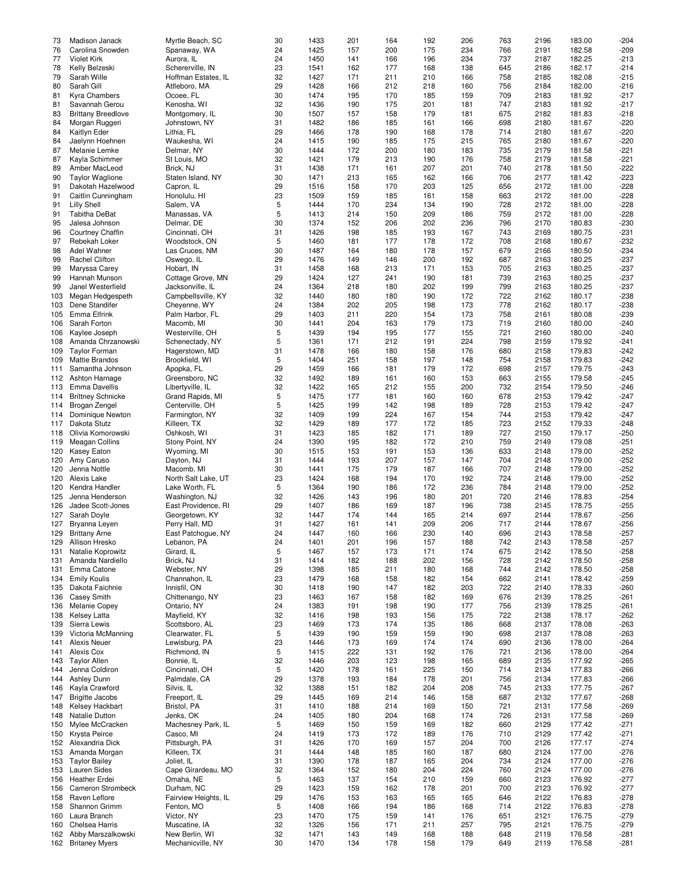| | | | | | | | | | | | | |
|---|---|---|---|---|---|---|---|---|---|---|---|---|
| 73 | Madison Janack | Myrtle Beach, SC | 30 | 1433 | 201 | 164 | 192 | 206 | 763 | 2196 | 183.00 | -204 |
| 76 | Carolina Snowden | Spanaway, WA | 24 | 1425 | 157 | 200 | 175 | 234 | 766 | 2191 | 182.58 | -209 |
| 77 | Violet Kirk | Aurora, IL | 24 | 1450 | 141 | 166 | 196 | 234 | 737 | 2187 | 182.25 | -213 |
| 78 | Kelly Belzeski | Schererville, IN | 23 | 1541 | 162 | 177 | 168 | 138 | 645 | 2186 | 182.17 | -214 |
| 79 | Sarah Wille | Hoffman Estates, IL | 32 | 1427 | 171 | 211 | 210 | 166 | 758 | 2185 | 182.08 | -215 |
| 80 | Sarah Gill | Attleboro, MA | 29 | 1428 | 166 | 212 | 218 | 160 | 756 | 2184 | 182.00 | -216 |
| 81 | Kyra Chambers | Ocoee, FL | 30 | 1474 | 195 | 170 | 185 | 159 | 709 | 2183 | 181.92 | -217 |
| 81 | Savannah Gerou | Kenosha, WI | 32 | 1436 | 190 | 175 | 201 | 181 | 747 | 2183 | 181.92 | -217 |
| 83 | Brittany Breedlove | Montgomery, IL | 30 | 1507 | 157 | 158 | 179 | 181 | 675 | 2182 | 181.83 | -218 |
| 84 | Morgan Ruggeri | Johnstown, NY | 31 | 1482 | 186 | 185 | 161 | 166 | 698 | 2180 | 181.67 | -220 |
| 84 | Kaitlyn Eder | Lithia, FL | 29 | 1466 | 178 | 190 | 168 | 178 | 714 | 2180 | 181.67 | -220 |
| 84 | Jaelynn Hoehnen | Waukesha, WI | 24 | 1415 | 190 | 185 | 175 | 215 | 765 | 2180 | 181.67 | -220 |
| 87 | Melanie Lemke | Delmar, NY | 30 | 1444 | 172 | 200 | 180 | 183 | 735 | 2179 | 181.58 | -221 |
| 87 | Kayla Schimmer | St Louis, MO | 32 | 1421 | 179 | 213 | 190 | 176 | 758 | 2179 | 181.58 | -221 |
| 89 | Amber MacLeod | Brick, NJ | 31 | 1438 | 171 | 161 | 207 | 201 | 740 | 2178 | 181.50 | -222 |
| 90 | Taylor Waglione | Staten Island, NY | 30 | 1471 | 213 | 165 | 162 | 166 | 706 | 2177 | 181.42 | -223 |
| 91 | Dakotah Hazelwood | Capron, IL | 29 | 1516 | 158 | 170 | 203 | 125 | 656 | 2172 | 181.00 | -228 |
| 91 | Caitlin Cunningham | Honolulu, HI | 23 | 1509 | 159 | 185 | 161 | 158 | 663 | 2172 | 181.00 | -228 |
| 91 | Lilly Shell | Salem, VA | 5 | 1444 | 170 | 234 | 134 | 190 | 728 | 2172 | 181.00 | -228 |
| 91 | Tabitha DeBat | Manassas, VA | 5 | 1413 | 214 | 150 | 209 | 186 | 759 | 2172 | 181.00 | -228 |
| 95 | Jalesa Johnson | Delmar, DE | 30 | 1374 | 152 | 206 | 202 | 236 | 796 | 2170 | 180.83 | -230 |
| 96 | Courtney Chaffin | Cincinnati, OH | 31 | 1426 | 198 | 185 | 193 | 167 | 743 | 2169 | 180.75 | -231 |
| 97 | Rebekah Loker | Woodstock, ON | 5 | 1460 | 181 | 177 | 178 | 172 | 708 | 2168 | 180.67 | -232 |
| 98 | Adel Wahner | Las Cruces, NM | 30 | 1487 | 164 | 180 | 178 | 157 | 679 | 2166 | 180.50 | -234 |
| 99 | Rachel Clifton | Oswego, IL | 29 | 1476 | 149 | 146 | 200 | 192 | 687 | 2163 | 180.25 | -237 |
| 99 | Maryssa Carey | Hobart, IN | 31 | 1458 | 168 | 213 | 171 | 153 | 705 | 2163 | 180.25 | -237 |
| 99 | Hannah Munson | Cottage Grove, MN | 29 | 1424 | 127 | 241 | 190 | 181 | 739 | 2163 | 180.25 | -237 |
| 99 | Janel Westerfield | Jacksonville, IL | 24 | 1364 | 218 | 180 | 202 | 199 | 799 | 2163 | 180.25 | -237 |
| 103 | Megan Hedgespeth | Campbellsville, KY | 32 | 1440 | 180 | 180 | 190 | 172 | 722 | 2162 | 180.17 | -238 |
| 103 | Dene Standifer | Cheyenne, WY | 24 | 1384 | 202 | 205 | 198 | 173 | 778 | 2162 | 180.17 | -238 |
| 105 | Emma Elfrink | Palm Harbor, FL | 29 | 1403 | 211 | 220 | 154 | 173 | 758 | 2161 | 180.08 | -239 |
| 106 | Sarah Forton | Macomb, MI | 30 | 1441 | 204 | 163 | 179 | 173 | 719 | 2160 | 180.00 | -240 |
| 106 | Kaylee Joseph | Westerville, OH | 5 | 1439 | 194 | 195 | 177 | 155 | 721 | 2160 | 180.00 | -240 |
| 108 | Amanda Chrzanowski | Schenectady, NY | 5 | 1361 | 171 | 212 | 191 | 224 | 798 | 2159 | 179.92 | -241 |
| 109 | Taylor Forman | Hagerstown, MD | 31 | 1478 | 166 | 180 | 158 | 176 | 680 | 2158 | 179.83 | -242 |
| 109 | Mattie Brandos | Brookfield, WI | 5 | 1404 | 251 | 158 | 197 | 148 | 754 | 2158 | 179.83 | -242 |
| 111 | Samantha Johnson | Apopka, FL | 29 | 1459 | 166 | 181 | 179 | 172 | 698 | 2157 | 179.75 | -243 |
| 112 | Ashton Harnage | Greensboro, NC | 32 | 1492 | 189 | 161 | 160 | 153 | 663 | 2155 | 179.58 | -245 |
| 113 | Emma Davellis | Libertyville, IL | 32 | 1422 | 165 | 212 | 155 | 200 | 732 | 2154 | 179.50 | -246 |
| 114 | Brittney Schnicke | Grand Rapids, MI | 5 | 1475 | 177 | 181 | 160 | 160 | 678 | 2153 | 179.42 | -247 |
| 114 | Brogan Zengel | Centerville, OH | 5 | 1425 | 199 | 142 | 198 | 189 | 728 | 2153 | 179.42 | -247 |
| 114 | Dominique Newton | Farmington, NY | 32 | 1409 | 199 | 224 | 167 | 154 | 744 | 2153 | 179.42 | -247 |
| 117 | Dakota Stutz | Killeen, TX | 32 | 1429 | 189 | 177 | 172 | 185 | 723 | 2152 | 179.33 | -248 |
| 118 | Olivia Komorowski | Oshkosh, WI | 31 | 1423 | 185 | 182 | 171 | 189 | 727 | 2150 | 179.17 | -250 |
| 119 | Meagan Collins | Stony Point, NY | 24 | 1390 | 195 | 182 | 172 | 210 | 759 | 2149 | 179.08 | -251 |
| 120 | Kasey Eaton | Wyoming, MI | 30 | 1515 | 153 | 191 | 153 | 136 | 633 | 2148 | 179.00 | -252 |
| 120 | Amy Caruso | Dayton, NJ | 31 | 1444 | 193 | 207 | 157 | 147 | 704 | 2148 | 179.00 | -252 |
| 120 | Jenna Nottle | Macomb, MI | 30 | 1441 | 175 | 179 | 187 | 166 | 707 | 2148 | 179.00 | -252 |
| 120 | Alexis Lake | North Salt Lake, UT | 23 | 1424 | 168 | 194 | 170 | 192 | 724 | 2148 | 179.00 | -252 |
| 120 | Kendra Handler | Lake Worth, FL | 5 | 1364 | 190 | 186 | 172 | 236 | 784 | 2148 | 179.00 | -252 |
| 125 | Jenna Henderson | Washington, NJ | 32 | 1426 | 143 | 196 | 180 | 201 | 720 | 2146 | 178.83 | -254 |
| 126 | Jadee Scott-Jones | East Providence, RI | 29 | 1407 | 186 | 169 | 187 | 196 | 738 | 2145 | 178.75 | -255 |
| 127 | Sarah Doyle | Georgetown, KY | 32 | 1447 | 174 | 144 | 165 | 214 | 697 | 2144 | 178.67 | -256 |
| 127 | Bryanna Leyen | Perry Hall, MD | 31 | 1427 | 161 | 141 | 209 | 206 | 717 | 2144 | 178.67 | -256 |
| 129 | Brittany Arne | East Patchogue, NY | 24 | 1447 | 160 | 166 | 230 | 140 | 696 | 2143 | 178.58 | -257 |
| 129 | Allison Hresko | Lebanon, PA | 24 | 1401 | 201 | 196 | 157 | 188 | 742 | 2143 | 178.58 | -257 |
| 131 | Natalie Koprowitz | Girard, IL | 5 | 1467 | 157 | 173 | 171 | 174 | 675 | 2142 | 178.50 | -258 |
| 131 | Amanda Nardiello | Brick, NJ | 31 | 1414 | 182 | 188 | 202 | 156 | 728 | 2142 | 178.50 | -258 |
| 131 | Emma Catone | Webster, NY | 29 | 1398 | 185 | 211 | 180 | 168 | 744 | 2142 | 178.50 | -258 |
| 134 | Emily Koulis | Channahon, IL | 23 | 1479 | 168 | 158 | 182 | 154 | 662 | 2141 | 178.42 | -259 |
| 135 | Dakota Faichnie | Innisfil, ON | 30 | 1418 | 190 | 147 | 182 | 203 | 722 | 2140 | 178.33 | -260 |
| 136 | Casey Smith | Chittenango, NY | 23 | 1463 | 167 | 158 | 182 | 169 | 676 | 2139 | 178.25 | -261 |
| 136 | Melanie Copey | Ontario, NY | 24 | 1383 | 191 | 198 | 190 | 177 | 756 | 2139 | 178.25 | -261 |
| 138 | Kelsey Latta | Mayfield, KY | 32 | 1416 | 198 | 193 | 156 | 175 | 722 | 2138 | 178.17 | -262 |
| 139 | Sierra Lewis | Scottsboro, AL | 23 | 1469 | 173 | 174 | 135 | 186 | 668 | 2137 | 178.08 | -263 |
| 139 | Victoria McManning | Clearwater, FL | 5 | 1439 | 190 | 159 | 159 | 190 | 698 | 2137 | 178.08 | -263 |
| 141 | Alexis Neuer | Lewisburg, PA | 23 | 1446 | 173 | 169 | 174 | 174 | 690 | 2136 | 178.00 | -264 |
| 141 | Alexis Cox | Richmond, IN | 5 | 1415 | 222 | 131 | 192 | 176 | 721 | 2136 | 178.00 | -264 |
| 143 | Taylor Allen | Bonnie, IL | 32 | 1446 | 203 | 123 | 198 | 165 | 689 | 2135 | 177.92 | -265 |
| 144 | Jenna Coldiron | Cincinnati, OH | 5 | 1420 | 178 | 161 | 225 | 150 | 714 | 2134 | 177.83 | -266 |
| 144 | Ashley Dunn | Palmdale, CA | 29 | 1378 | 193 | 184 | 178 | 201 | 756 | 2134 | 177.83 | -266 |
| 146 | Kayla Crawford | Silvis, IL | 32 | 1388 | 151 | 182 | 204 | 208 | 745 | 2133 | 177.75 | -267 |
| 147 | Brigitte Jacobs | Freeport, IL | 29 | 1445 | 169 | 214 | 146 | 158 | 687 | 2132 | 177.67 | -268 |
| 148 | Kelsey Hackbart | Bristol, PA | 31 | 1410 | 188 | 214 | 169 | 150 | 721 | 2131 | 177.58 | -269 |
| 148 | Natalie Dutton | Jenks, OK | 24 | 1405 | 180 | 204 | 168 | 174 | 726 | 2131 | 177.58 | -269 |
| 150 | Mylee McCracken | Machesney Park, IL | 5 | 1469 | 150 | 159 | 169 | 182 | 660 | 2129 | 177.42 | -271 |
| 150 | Krysta Peirce | Casco, MI | 24 | 1419 | 173 | 172 | 189 | 176 | 710 | 2129 | 177.42 | -271 |
| 152 | Alexandria Dick | Pittsburgh, PA | 31 | 1426 | 170 | 169 | 157 | 204 | 700 | 2126 | 177.17 | -274 |
| 153 | Amanda Morgan | Killeen, TX | 31 | 1444 | 148 | 185 | 160 | 187 | 680 | 2124 | 177.00 | -276 |
| 153 | Taylor Bailey | Joliet, IL | 31 | 1390 | 178 | 187 | 165 | 204 | 734 | 2124 | 177.00 | -276 |
| 153 | Lauren Sides | Cape Girardeau, MO | 32 | 1364 | 152 | 180 | 204 | 224 | 760 | 2124 | 177.00 | -276 |
| 156 | Heather Erdei | Omaha, NE | 5 | 1463 | 137 | 154 | 210 | 159 | 660 | 2123 | 176.92 | -277 |
| 156 | Cameron Strombeck | Durham, NC | 29 | 1423 | 159 | 162 | 178 | 201 | 700 | 2123 | 176.92 | -277 |
| 158 | Raven Leflore | Fairview Heights, IL | 29 | 1476 | 153 | 163 | 165 | 165 | 646 | 2122 | 176.83 | -278 |
| 158 | Shannon Grimm | Fenton, MO | 5 | 1408 | 166 | 194 | 186 | 168 | 714 | 2122 | 176.83 | -278 |
| 160 | Laura Branch | Victor, NY | 23 | 1470 | 175 | 159 | 141 | 176 | 651 | 2121 | 176.75 | -279 |
| 160 | Chelsea Harris | Muscatine, IA | 32 | 1326 | 156 | 171 | 211 | 257 | 795 | 2121 | 176.75 | -279 |
| 162 | Abby Marszalkowski | New Berlin, WI | 32 | 1471 | 143 | 149 | 168 | 188 | 648 | 2119 | 176.58 | -281 |
| 162 | Britaney Myers | Mechanicville, NY | 30 | 1470 | 134 | 178 | 158 | 179 | 649 | 2119 | 176.58 | -281 |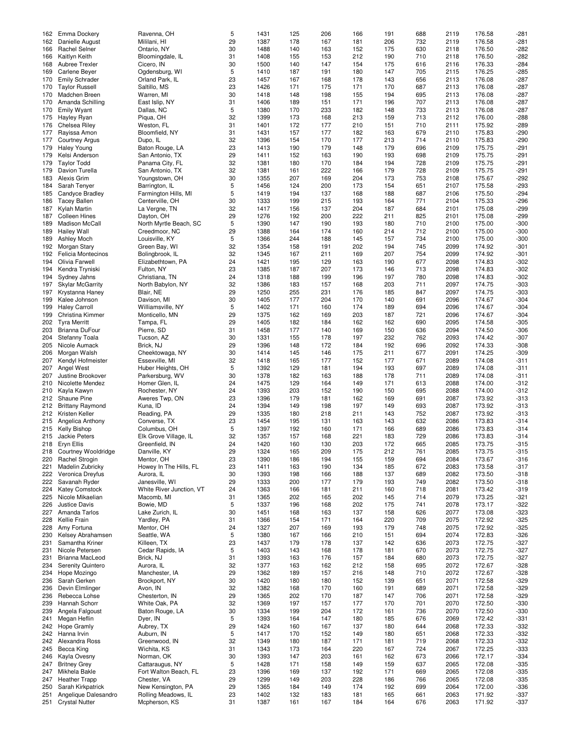| | | | | | | | | | | | | |
|---|---|---|---|---|---|---|---|---|---|---|---|---|
| 162 | Emma Dockery | Ravenna, OH | 5 | 1431 | 125 | 206 | 166 | 191 | 688 | 2119 | 176.58 | -281 |
| 162 | Danielle August | Mililani, HI | 29 | 1387 | 178 | 167 | 181 | 206 | 732 | 2119 | 176.58 | -281 |
| 166 | Rachel Selner | Ontario, NY | 30 | 1488 | 140 | 163 | 152 | 175 | 630 | 2118 | 176.50 | -282 |
| 166 | Kaitlyn Keith | Bloomingdale, IL | 31 | 1408 | 155 | 153 | 212 | 190 | 710 | 2118 | 176.50 | -282 |
| 168 | Aubree Trexler | Cicero, IN | 30 | 1500 | 140 | 147 | 154 | 175 | 616 | 2116 | 176.33 | -284 |
| 169 | Carlene Beyer | Ogdensburg, WI | 5 | 1410 | 187 | 191 | 180 | 147 | 705 | 2115 | 176.25 | -285 |
| 170 | Emily Schrader | Orland Park, IL | 23 | 1457 | 167 | 168 | 178 | 143 | 656 | 2113 | 176.08 | -287 |
| 170 | Taylor Russell | Saltillo, MS | 23 | 1426 | 171 | 175 | 171 | 170 | 687 | 2113 | 176.08 | -287 |
| 170 | Madchen Breen | Warren, MI | 30 | 1418 | 148 | 198 | 155 | 194 | 695 | 2113 | 176.08 | -287 |
| 170 | Amanda Schilling | East Islip, NY | 31 | 1406 | 189 | 151 | 171 | 196 | 707 | 2113 | 176.08 | -287 |
| 170 | Emily Wyant | Dallas, NC | 5 | 1380 | 170 | 233 | 182 | 148 | 733 | 2113 | 176.08 | -287 |
| 175 | Hayley Ryan | Piqua, OH | 32 | 1399 | 173 | 168 | 213 | 159 | 713 | 2112 | 176.00 | -288 |
| 176 | Chelsea Riley | Weston, FL | 31 | 1401 | 172 | 177 | 210 | 151 | 710 | 2111 | 175.92 | -289 |
| 177 | Rayissa Amon | Bloomfield, NY | 31 | 1431 | 157 | 177 | 182 | 163 | 679 | 2110 | 175.83 | -290 |
| 177 | Courtney Argus | Dupo, IL | 32 | 1396 | 154 | 170 | 177 | 213 | 714 | 2110 | 175.83 | -290 |
| 179 | Haley Young | Baton Rouge, LA | 23 | 1413 | 190 | 179 | 148 | 179 | 696 | 2109 | 175.75 | -291 |
| 179 | Kelsi Anderson | San Antonio, TX | 29 | 1411 | 152 | 163 | 190 | 193 | 698 | 2109 | 175.75 | -291 |
| 179 | Taylor Todd | Panama City, FL | 32 | 1381 | 180 | 170 | 184 | 194 | 728 | 2109 | 175.75 | -291 |
| 179 | Davion Turella | San Antonio, TX | 32 | 1381 | 161 | 222 | 166 | 179 | 728 | 2109 | 175.75 | -291 |
| 183 | Alexis Grim | Youngstown, OH | 30 | 1355 | 207 | 169 | 204 | 173 | 753 | 2108 | 175.67 | -292 |
| 184 | Sarah Tenyer | Barrington, IL | 5 | 1456 | 124 | 200 | 173 | 154 | 651 | 2107 | 175.58 | -293 |
| 185 | Candyce Bradley | Farmington Hills, MI | 5 | 1419 | 194 | 137 | 168 | 188 | 687 | 2106 | 175.50 | -294 |
| 186 | Tacey Ballen | Centerville, OH | 30 | 1333 | 199 | 215 | 193 | 164 | 771 | 2104 | 175.33 | -296 |
| 187 | Kylah Martin | La Vergne, TN | 32 | 1417 | 156 | 137 | 204 | 187 | 684 | 2101 | 175.08 | -299 |
| 187 | Colleen Hines | Dayton, OH | 29 | 1276 | 192 | 200 | 222 | 211 | 825 | 2101 | 175.08 | -299 |
| 189 | Madison McCall | North Myrtle Beach, SC | 5 | 1390 | 147 | 190 | 193 | 180 | 710 | 2100 | 175.00 | -300 |
| 189 | Hailey Wall | Creedmoor, NC | 29 | 1388 | 164 | 174 | 160 | 214 | 712 | 2100 | 175.00 | -300 |
| 189 | Ashley Moch | Louisville, KY | 5 | 1366 | 244 | 188 | 145 | 157 | 734 | 2100 | 175.00 | -300 |
| 192 | Morgan Stary | Green Bay, WI | 32 | 1354 | 158 | 191 | 202 | 194 | 745 | 2099 | 174.92 | -301 |
| 192 | Felicia Montecinos | Bolingbrook, IL | 32 | 1345 | 167 | 211 | 169 | 207 | 754 | 2099 | 174.92 | -301 |
| 194 | Olivia Farwell | Elizabethtown, PA | 24 | 1421 | 195 | 129 | 163 | 190 | 677 | 2098 | 174.83 | -302 |
| 194 | Kendra Tryniski | Fulton, NY | 23 | 1385 | 187 | 207 | 173 | 146 | 713 | 2098 | 174.83 | -302 |
| 194 | Sydney Jahns | Christiana, TN | 24 | 1318 | 188 | 199 | 196 | 197 | 780 | 2098 | 174.83 | -302 |
| 197 | Skylar McGarrity | North Babylon, NY | 32 | 1386 | 183 | 157 | 168 | 203 | 711 | 2097 | 174.75 | -303 |
| 197 | Krystanna Haney | Blair, NE | 29 | 1250 | 255 | 231 | 176 | 185 | 847 | 2097 | 174.75 | -303 |
| 199 | Kalee Johnson | Davison, MI | 30 | 1405 | 177 | 204 | 170 | 140 | 691 | 2096 | 174.67 | -304 |
| 199 | Haley Carroll | Williamsville, NY | 5 | 1402 | 171 | 160 | 174 | 189 | 694 | 2096 | 174.67 | -304 |
| 199 | Christina Kimmer | Monticello, MN | 29 | 1375 | 162 | 169 | 203 | 187 | 721 | 2096 | 174.67 | -304 |
| 202 | Tyra Merritt | Tampa, FL | 29 | 1405 | 182 | 184 | 162 | 162 | 690 | 2095 | 174.58 | -305 |
| 203 | Brianna DuFour | Pierre, SD | 31 | 1458 | 177 | 140 | 169 | 150 | 636 | 2094 | 174.50 | -306 |
| 204 | Stefanny Toala | Tucson, AZ | 30 | 1331 | 155 | 178 | 197 | 232 | 762 | 2093 | 174.42 | -307 |
| 205 | Nicole Aumack | Brick, NJ | 29 | 1396 | 148 | 172 | 184 | 192 | 696 | 2092 | 174.33 | -308 |
| 206 | Morgan Walsh | Cheektowaga, NY | 30 | 1414 | 145 | 146 | 175 | 211 | 677 | 2091 | 174.25 | -309 |
| 207 | Kendyl Hofmeister | Essexville, MI | 32 | 1418 | 165 | 177 | 152 | 177 | 671 | 2089 | 174.08 | -311 |
| 207 | Angel West | Huber Heights, OH | 5 | 1392 | 129 | 181 | 194 | 193 | 697 | 2089 | 174.08 | -311 |
| 207 | Justine Brookover | Parkersburg, WV | 30 | 1378 | 182 | 163 | 188 | 178 | 711 | 2089 | 174.08 | -311 |
| 210 | Nicolette Mendez | Homer Glen, IL | 24 | 1475 | 129 | 164 | 149 | 171 | 613 | 2088 | 174.00 | -312 |
| 210 | Kayla Kawyn | Rochester, NY | 24 | 1393 | 203 | 152 | 190 | 150 | 695 | 2088 | 174.00 | -312 |
| 212 | Shaune Pine | Aweres Twp, ON | 23 | 1396 | 179 | 181 | 162 | 169 | 691 | 2087 | 173.92 | -313 |
| 212 | Brittany Raymond | Kuna, ID | 24 | 1394 | 149 | 198 | 197 | 149 | 693 | 2087 | 173.92 | -313 |
| 212 | Kristen Keller | Reading, PA | 29 | 1335 | 180 | 218 | 211 | 143 | 752 | 2087 | 173.92 | -313 |
| 215 | Angelica Anthony | Converse, TX | 23 | 1454 | 195 | 131 | 163 | 143 | 632 | 2086 | 173.83 | -314 |
| 215 | Kelly Bishop | Columbus, OH | 5 | 1397 | 192 | 160 | 171 | 166 | 689 | 2086 | 173.83 | -314 |
| 215 | Jackie Peters | Elk Grove Village, IL | 32 | 1357 | 157 | 168 | 221 | 183 | 729 | 2086 | 173.83 | -314 |
| 218 | Eryn Ellis | Greenfield, IN | 24 | 1420 | 160 | 130 | 203 | 172 | 665 | 2085 | 173.75 | -315 |
| 218 | Courtney Wooldridge | Danville, KY | 29 | 1324 | 165 | 209 | 175 | 212 | 761 | 2085 | 173.75 | -315 |
| 220 | Rachel Strogin | Mentor, OH | 23 | 1390 | 186 | 194 | 155 | 159 | 694 | 2084 | 173.67 | -316 |
| 221 | Madelin Zubricky | Howey In The Hills, FL | 23 | 1411 | 163 | 190 | 134 | 185 | 672 | 2083 | 173.58 | -317 |
| 222 | Veronica Dreyfus | Aurora, IL | 30 | 1393 | 198 | 166 | 188 | 137 | 689 | 2082 | 173.50 | -318 |
| 222 | Savanah Ryder | Janesville, WI | 29 | 1333 | 200 | 177 | 179 | 193 | 749 | 2082 | 173.50 | -318 |
| 224 | Katey Comstock | White River Junction, VT | 24 | 1363 | 166 | 181 | 211 | 160 | 718 | 2081 | 173.42 | -319 |
| 225 | Nicole Mikaelian | Macomb, MI | 31 | 1365 | 202 | 165 | 202 | 145 | 714 | 2079 | 173.25 | -321 |
| 226 | Justice Davis | Bowie, MD | 5 | 1337 | 196 | 168 | 202 | 175 | 741 | 2078 | 173.17 | -322 |
| 227 | Amanda Tarlos | Lake Zurich, IL | 30 | 1451 | 168 | 163 | 137 | 158 | 626 | 2077 | 173.08 | -323 |
| 228 | Kellie Frain | Yardley, PA | 31 | 1366 | 154 | 171 | 164 | 220 | 709 | 2075 | 172.92 | -325 |
| 228 | Amy Fortuna | Mentor, OH | 24 | 1327 | 207 | 169 | 193 | 179 | 748 | 2075 | 172.92 | -325 |
| 230 | Kelsey Abrahamsen | Seattle, WA | 5 | 1380 | 167 | 166 | 210 | 151 | 694 | 2074 | 172.83 | -326 |
| 231 | Samantha Kriner | Killeen, TX | 23 | 1437 | 179 | 178 | 137 | 142 | 636 | 2073 | 172.75 | -327 |
| 231 | Nicole Petersen | Cedar Rapids, IA | 5 | 1403 | 143 | 168 | 178 | 181 | 670 | 2073 | 172.75 | -327 |
| 231 | Brianna MacLeod | Brick, NJ | 31 | 1393 | 163 | 176 | 157 | 184 | 680 | 2073 | 172.75 | -327 |
| 234 | Serenity Quintero | Aurora, IL | 32 | 1377 | 163 | 162 | 212 | 158 | 695 | 2072 | 172.67 | -328 |
| 234 | Hope Mozingo | Manchester, IA | 29 | 1362 | 189 | 157 | 216 | 148 | 710 | 2072 | 172.67 | -328 |
| 236 | Sarah Gerken | Brockport, NY | 30 | 1420 | 180 | 180 | 152 | 139 | 651 | 2071 | 172.58 | -329 |
| 236 | Devin Elmlinger | Avon, IN | 32 | 1382 | 168 | 170 | 160 | 191 | 689 | 2071 | 172.58 | -329 |
| 236 | Rebecca Lohse | Chesterton, IN | 29 | 1365 | 202 | 170 | 187 | 147 | 706 | 2071 | 172.58 | -329 |
| 239 | Hannah Schorr | White Oak, PA | 32 | 1369 | 197 | 157 | 177 | 170 | 701 | 2070 | 172.50 | -330 |
| 239 | Angela Falgoust | Baton Rouge, LA | 30 | 1334 | 199 | 204 | 172 | 161 | 736 | 2070 | 172.50 | -330 |
| 241 | Megan Heflin | Dyer, IN | 5 | 1393 | 164 | 147 | 180 | 185 | 676 | 2069 | 172.42 | -331 |
| 242 | Hope Gramly | Aubrey, TX | 29 | 1424 | 160 | 167 | 137 | 180 | 644 | 2068 | 172.33 | -332 |
| 242 | Hanna Irvin | Auburn, IN | 5 | 1417 | 170 | 152 | 149 | 180 | 651 | 2068 | 172.33 | -332 |
| 242 | Alexandra Ross | Greenwood, IN | 32 | 1349 | 180 | 187 | 171 | 181 | 719 | 2068 | 172.33 | -332 |
| 245 | Becca King | Wichita, KS | 31 | 1343 | 173 | 164 | 220 | 167 | 724 | 2067 | 172.25 | -333 |
| 246 | Kayla Ovesny | Norman, OK | 30 | 1393 | 147 | 203 | 161 | 162 | 673 | 2066 | 172.17 | -334 |
| 247 | Britney Grey | Cattaraugus, NY | 5 | 1428 | 171 | 158 | 149 | 159 | 637 | 2065 | 172.08 | -335 |
| 247 | Mikhela Bakle | Fort Walton Beach, FL | 23 | 1396 | 169 | 137 | 192 | 171 | 669 | 2065 | 172.08 | -335 |
| 247 | Heather Trapp | Chester, VA | 29 | 1299 | 149 | 203 | 228 | 186 | 766 | 2065 | 172.08 | -335 |
| 250 | Sarah Kirkpatrick | New Kensington, PA | 29 | 1365 | 184 | 149 | 174 | 192 | 699 | 2064 | 172.00 | -336 |
| 251 | Angelique Dalesandro | Rolling Meadows, IL | 23 | 1402 | 132 | 183 | 181 | 165 | 661 | 2063 | 171.92 | -337 |
| 251 | Crystal Nutter | Mcpherson, KS | 31 | 1387 | 161 | 167 | 184 | 164 | 676 | 2063 | 171.92 | -337 |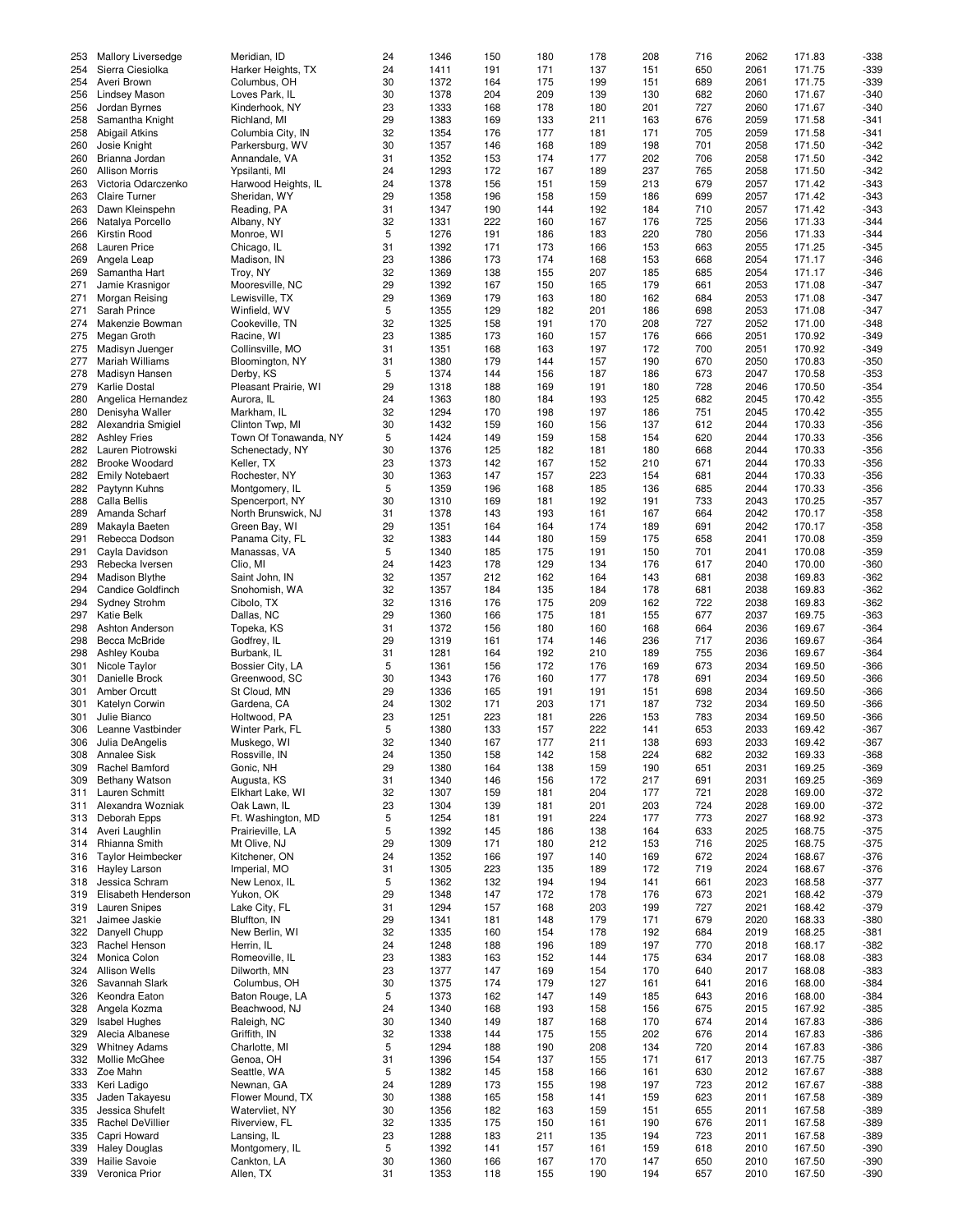| | | | | | | | | | | | | |
|---|---|---|---|---|---|---|---|---|---|---|---|---|
| 253 | Mallory Liversedge | Meridian, ID | 24 | 1346 | 150 | 180 | 178 | 208 | 716 | 2062 | 171.83 | -338 |
| 254 | Sierra Ciesiolka | Harker Heights, TX | 24 | 1411 | 191 | 171 | 137 | 151 | 650 | 2061 | 171.75 | -339 |
| 254 | Averi Brown | Columbus, OH | 30 | 1372 | 164 | 175 | 199 | 151 | 689 | 2061 | 171.75 | -339 |
| 256 | Lindsey Mason | Loves Park, IL | 30 | 1378 | 204 | 209 | 139 | 130 | 682 | 2060 | 171.67 | -340 |
| 256 | Jordan Byrnes | Kinderhook, NY | 23 | 1333 | 168 | 178 | 180 | 201 | 727 | 2060 | 171.67 | -340 |
| 258 | Samantha Knight | Richland, MI | 29 | 1383 | 169 | 133 | 211 | 163 | 676 | 2059 | 171.58 | -341 |
| 258 | Abigail Atkins | Columbia City, IN | 32 | 1354 | 176 | 177 | 181 | 171 | 705 | 2059 | 171.58 | -341 |
| 260 | Josie Knight | Parkersburg, WV | 30 | 1357 | 146 | 168 | 189 | 198 | 701 | 2058 | 171.50 | -342 |
| 260 | Brianna Jordan | Annandale, VA | 31 | 1352 | 153 | 174 | 177 | 202 | 706 | 2058 | 171.50 | -342 |
| 260 | Allison Morris | Ypsilanti, MI | 24 | 1293 | 172 | 167 | 189 | 237 | 765 | 2058 | 171.50 | -342 |
| 263 | Victoria Odarczenko | Harwood Heights, IL | 24 | 1378 | 156 | 151 | 159 | 213 | 679 | 2057 | 171.42 | -343 |
| 263 | Claire Turner | Sheridan, WY | 29 | 1358 | 196 | 158 | 159 | 186 | 699 | 2057 | 171.42 | -343 |
| 263 | Dawn Kleinspehn | Reading, PA | 31 | 1347 | 190 | 144 | 192 | 184 | 710 | 2057 | 171.42 | -343 |
| 266 | Natalya Porcello | Albany, NY | 32 | 1331 | 222 | 160 | 167 | 176 | 725 | 2056 | 171.33 | -344 |
| 266 | Kirstin Rood | Monroe, WI | 5 | 1276 | 191 | 186 | 183 | 220 | 780 | 2056 | 171.33 | -344 |
| 268 | Lauren Price | Chicago, IL | 31 | 1392 | 171 | 173 | 166 | 153 | 663 | 2055 | 171.25 | -345 |
| 269 | Angela Leap | Madison, IN | 23 | 1386 | 173 | 174 | 168 | 153 | 668 | 2054 | 171.17 | -346 |
| 269 | Samantha Hart | Troy, NY | 32 | 1369 | 138 | 155 | 207 | 185 | 685 | 2054 | 171.17 | -346 |
| 271 | Jamie Krasnigor | Mooresville, NC | 29 | 1392 | 167 | 150 | 165 | 179 | 661 | 2053 | 171.08 | -347 |
| 271 | Morgan Reising | Lewisville, TX | 29 | 1369 | 179 | 163 | 180 | 162 | 684 | 2053 | 171.08 | -347 |
| 271 | Sarah Prince | Winfield, WV | 5 | 1355 | 129 | 182 | 201 | 186 | 698 | 2053 | 171.08 | -347 |
| 274 | Makenzie Bowman | Cookeville, TN | 32 | 1325 | 158 | 191 | 170 | 208 | 727 | 2052 | 171.00 | -348 |
| 275 | Megan Groth | Racine, WI | 23 | 1385 | 173 | 160 | 157 | 176 | 666 | 2051 | 170.92 | -349 |
| 275 | Madisyn Juenger | Collinsville, MO | 31 | 1351 | 168 | 163 | 197 | 172 | 700 | 2051 | 170.92 | -349 |
| 277 | Mariah Williams | Bloomington, NY | 31 | 1380 | 179 | 144 | 157 | 190 | 670 | 2050 | 170.83 | -350 |
| 278 | Madisyn Hansen | Derby, KS | 5 | 1374 | 144 | 156 | 187 | 186 | 673 | 2047 | 170.58 | -353 |
| 279 | Karlie Dostal | Pleasant Prairie, WI | 29 | 1318 | 188 | 169 | 191 | 180 | 728 | 2046 | 170.50 | -354 |
| 280 | Angelica Hernandez | Aurora, IL | 24 | 1363 | 180 | 184 | 193 | 125 | 682 | 2045 | 170.42 | -355 |
| 280 | Denisyha Waller | Markham, IL | 32 | 1294 | 170 | 198 | 197 | 186 | 751 | 2045 | 170.42 | -355 |
| 282 | Alexandria Smigiel | Clinton Twp, MI | 30 | 1432 | 159 | 160 | 156 | 137 | 612 | 2044 | 170.33 | -356 |
| 282 | Ashley Fries | Town Of Tonawanda, NY | 5 | 1424 | 149 | 159 | 158 | 154 | 620 | 2044 | 170.33 | -356 |
| 282 | Lauren Piotrowski | Schenectady, NY | 30 | 1376 | 125 | 182 | 181 | 180 | 668 | 2044 | 170.33 | -356 |
| 282 | Brooke Woodard | Keller, TX | 23 | 1373 | 142 | 167 | 152 | 210 | 671 | 2044 | 170.33 | -356 |
| 282 | Emily Notebaert | Rochester, NY | 30 | 1363 | 147 | 157 | 223 | 154 | 681 | 2044 | 170.33 | -356 |
| 282 | Paytynn Kuhns | Montgomery, IL | 5 | 1359 | 196 | 168 | 185 | 136 | 685 | 2044 | 170.33 | -356 |
| 288 | Calla Bellis | Spencerport, NY | 30 | 1310 | 169 | 181 | 192 | 191 | 733 | 2043 | 170.25 | -357 |
| 289 | Amanda Scharf | North Brunswick, NJ | 31 | 1378 | 143 | 193 | 161 | 167 | 664 | 2042 | 170.17 | -358 |
| 289 | Makayla Baeten | Green Bay, WI | 29 | 1351 | 164 | 164 | 174 | 189 | 691 | 2042 | 170.17 | -358 |
| 291 | Rebecca Dodson | Panama City, FL | 32 | 1383 | 144 | 180 | 159 | 175 | 658 | 2041 | 170.08 | -359 |
| 291 | Cayla Davidson | Manassas, VA | 5 | 1340 | 185 | 175 | 191 | 150 | 701 | 2041 | 170.08 | -359 |
| 293 | Rebecka Iversen | Clio, MI | 24 | 1423 | 178 | 129 | 134 | 176 | 617 | 2040 | 170.00 | -360 |
| 294 | Madison Blythe | Saint John, IN | 32 | 1357 | 212 | 162 | 164 | 143 | 681 | 2038 | 169.83 | -362 |
| 294 | Candice Goldfinch | Snohomish, WA | 32 | 1357 | 184 | 135 | 184 | 178 | 681 | 2038 | 169.83 | -362 |
| 294 | Sydney Strohm | Cibolo, TX | 32 | 1316 | 176 | 175 | 209 | 162 | 722 | 2038 | 169.83 | -362 |
| 297 | Katie Belk | Dallas, NC | 29 | 1360 | 166 | 175 | 181 | 155 | 677 | 2037 | 169.75 | -363 |
| 298 | Ashton Anderson | Topeka, KS | 31 | 1372 | 156 | 180 | 160 | 168 | 664 | 2036 | 169.67 | -364 |
| 298 | Becca McBride | Godfrey, IL | 29 | 1319 | 161 | 174 | 146 | 236 | 717 | 2036 | 169.67 | -364 |
| 298 | Ashley Kouba | Burbank, IL | 31 | 1281 | 164 | 192 | 210 | 189 | 755 | 2036 | 169.67 | -364 |
| 301 | Nicole Taylor | Bossier City, LA | 5 | 1361 | 156 | 172 | 176 | 169 | 673 | 2034 | 169.50 | -366 |
| 301 | Danielle Brock | Greenwood, SC | 30 | 1343 | 176 | 160 | 177 | 178 | 691 | 2034 | 169.50 | -366 |
| 301 | Amber Orcutt | St Cloud, MN | 29 | 1336 | 165 | 191 | 191 | 151 | 698 | 2034 | 169.50 | -366 |
| 301 | Katelyn Corwin | Gardena, CA | 24 | 1302 | 171 | 203 | 171 | 187 | 732 | 2034 | 169.50 | -366 |
| 301 | Julie Bianco | Holtwood, PA | 23 | 1251 | 223 | 181 | 226 | 153 | 783 | 2034 | 169.50 | -366 |
| 306 | Leanne Vastbinder | Winter Park, FL | 5 | 1380 | 133 | 157 | 222 | 141 | 653 | 2033 | 169.42 | -367 |
| 306 | Julia DeAngelis | Muskego, WI | 32 | 1340 | 167 | 177 | 211 | 138 | 693 | 2033 | 169.42 | -367 |
| 308 | Annalee Sisk | Rossville, IN | 24 | 1350 | 158 | 142 | 158 | 224 | 682 | 2032 | 169.33 | -368 |
| 309 | Rachel Bamford | Gonic, NH | 29 | 1380 | 164 | 138 | 159 | 190 | 651 | 2031 | 169.25 | -369 |
| 309 | Bethany Watson | Augusta, KS | 31 | 1340 | 146 | 156 | 172 | 217 | 691 | 2031 | 169.25 | -369 |
| 311 | Lauren Schmitt | Elkhart Lake, WI | 32 | 1307 | 159 | 181 | 204 | 177 | 721 | 2028 | 169.00 | -372 |
| 311 | Alexandra Wozniak | Oak Lawn, IL | 23 | 1304 | 139 | 181 | 201 | 203 | 724 | 2028 | 169.00 | -372 |
| 313 | Deborah Epps | Ft. Washington, MD | 5 | 1254 | 181 | 191 | 224 | 177 | 773 | 2027 | 168.92 | -373 |
| 314 | Averi Laughlin | Prairieville, LA | 5 | 1392 | 145 | 186 | 138 | 164 | 633 | 2025 | 168.75 | -375 |
| 314 | Rhianna Smith | Mt Olive, NJ | 29 | 1309 | 171 | 180 | 212 | 153 | 716 | 2025 | 168.75 | -375 |
| 316 | Taylor Heimbecker | Kitchener, ON | 24 | 1352 | 166 | 197 | 140 | 169 | 672 | 2024 | 168.67 | -376 |
| 316 | Hayley Larson | Imperial, MO | 31 | 1305 | 223 | 135 | 189 | 172 | 719 | 2024 | 168.67 | -376 |
| 318 | Jessica Schram | New Lenox, IL | 5 | 1362 | 132 | 194 | 194 | 141 | 661 | 2023 | 168.58 | -377 |
| 319 | Elisabeth Henderson | Yukon, OK | 29 | 1348 | 147 | 172 | 178 | 176 | 673 | 2021 | 168.42 | -379 |
| 319 | Lauren Snipes | Lake City, FL | 31 | 1294 | 157 | 168 | 203 | 199 | 727 | 2021 | 168.42 | -379 |
| 321 | Jaimee Jaskie | Bluffton, IN | 29 | 1341 | 181 | 148 | 179 | 171 | 679 | 2020 | 168.33 | -380 |
| 322 | Danyell Chupp | New Berlin, WI | 32 | 1335 | 160 | 154 | 178 | 192 | 684 | 2019 | 168.25 | -381 |
| 323 | Rachel Henson | Herrin, IL | 24 | 1248 | 188 | 196 | 189 | 197 | 770 | 2018 | 168.17 | -382 |
| 324 | Monica Colon | Romeoville, IL | 23 | 1383 | 163 | 152 | 144 | 175 | 634 | 2017 | 168.08 | -383 |
| 324 | Allison Wells | Dilworth, MN | 23 | 1377 | 147 | 169 | 154 | 170 | 640 | 2017 | 168.08 | -383 |
| 326 | Savannah Slark | Columbus, OH | 30 | 1375 | 174 | 179 | 127 | 161 | 641 | 2016 | 168.00 | -384 |
| 326 | Keondra Eaton | Baton Rouge, LA | 5 | 1373 | 162 | 147 | 149 | 185 | 643 | 2016 | 168.00 | -384 |
| 328 | Angela Kozma | Beachwood, NJ | 24 | 1340 | 168 | 193 | 158 | 156 | 675 | 2015 | 167.92 | -385 |
| 329 | Isabel Hughes | Raleigh, NC | 30 | 1340 | 149 | 187 | 168 | 170 | 674 | 2014 | 167.83 | -386 |
| 329 | Alecia Albanese | Griffith, IN | 32 | 1338 | 144 | 175 | 155 | 202 | 676 | 2014 | 167.83 | -386 |
| 329 | Whitney Adams | Charlotte, MI | 5 | 1294 | 188 | 190 | 208 | 134 | 720 | 2014 | 167.83 | -386 |
| 332 | Mollie McGhee | Genoa, OH | 31 | 1396 | 154 | 137 | 155 | 171 | 617 | 2013 | 167.75 | -387 |
| 333 | Zoe Mahn | Seattle, WA | 5 | 1382 | 145 | 158 | 166 | 161 | 630 | 2012 | 167.67 | -388 |
| 333 | Keri Ladigo | Newnan, GA | 24 | 1289 | 173 | 155 | 198 | 197 | 723 | 2012 | 167.67 | -388 |
| 335 | Jaden Takayesu | Flower Mound, TX | 30 | 1388 | 165 | 158 | 141 | 159 | 623 | 2011 | 167.58 | -389 |
| 335 | Jessica Shufelt | Watervliet, NY | 30 | 1356 | 182 | 163 | 159 | 151 | 655 | 2011 | 167.58 | -389 |
| 335 | Rachel DeVillier | Riverview, FL | 32 | 1335 | 175 | 150 | 161 | 190 | 676 | 2011 | 167.58 | -389 |
| 335 | Capri Howard | Lansing, IL | 23 | 1288 | 183 | 211 | 135 | 194 | 723 | 2011 | 167.58 | -389 |
| 339 | Haley Douglas | Montgomery, IL | 5 | 1392 | 141 | 157 | 161 | 159 | 618 | 2010 | 167.50 | -390 |
| 339 | Hailie Savoie | Cankton, LA | 30 | 1360 | 166 | 167 | 170 | 147 | 650 | 2010 | 167.50 | -390 |
| 339 | Veronica Prior | Allen, TX | 31 | 1353 | 118 | 155 | 190 | 194 | 657 | 2010 | 167.50 | -390 |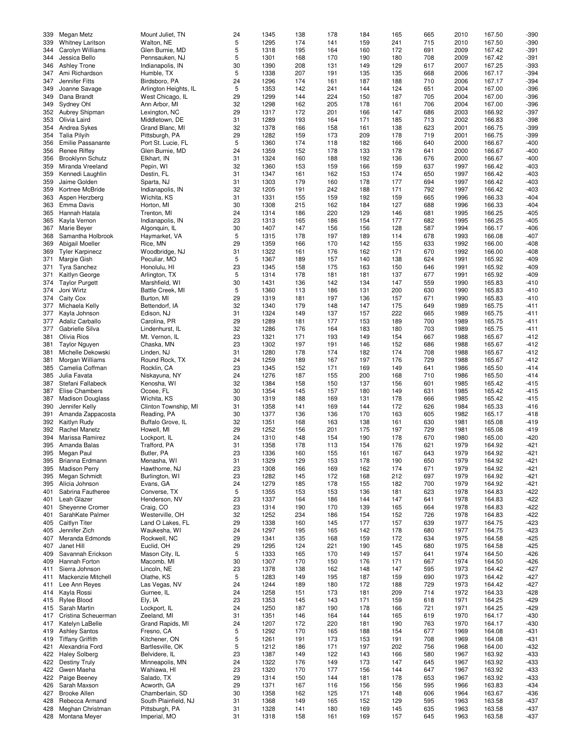| | | | | | | | | | | | | |
|---|---|---|---|---|---|---|---|---|---|---|---|---|
| 339 | Megan Metz | Mount Juliet, TN | 24 | 1345 | 138 | 178 | 184 | 165 | 665 | 2010 | 167.50 | -390 |
| 339 | Whitney Laritson | Walton, NE | 5 | 1295 | 174 | 141 | 159 | 241 | 715 | 2010 | 167.50 | -390 |
| 344 | Carolyn Williams | Glen Burnie, MD | 5 | 1318 | 195 | 164 | 160 | 172 | 691 | 2009 | 167.42 | -391 |
| 344 | Jessica Bello | Pennsauken, NJ | 5 | 1301 | 168 | 170 | 190 | 180 | 708 | 2009 | 167.42 | -391 |
| 346 | Ashley Trone | Indianapolis, IN | 30 | 1390 | 208 | 131 | 149 | 129 | 617 | 2007 | 167.25 | -393 |
| 347 | Ami Richardson | Humble, TX | 5 | 1338 | 207 | 191 | 135 | 135 | 668 | 2006 | 167.17 | -394 |
| 347 | Jennifer Fitts | Birdsboro, PA | 24 | 1296 | 174 | 161 | 187 | 188 | 710 | 2006 | 167.17 | -394 |
| 349 | Joanne Savage | Arlington Heights, IL | 5 | 1353 | 142 | 241 | 144 | 124 | 651 | 2004 | 167.00 | -396 |
| 349 | Dana Brandt | West Chicago, IL | 29 | 1299 | 144 | 224 | 150 | 187 | 705 | 2004 | 167.00 | -396 |
| 349 | Sydney Ohl | Ann Arbor, MI | 32 | 1298 | 162 | 205 | 178 | 161 | 706 | 2004 | 167.00 | -396 |
| 352 | Aubrey Shipman | Lexington, NC | 29 | 1317 | 172 | 201 | 166 | 147 | 686 | 2003 | 166.92 | -397 |
| 353 | Olivia Laird | Middletown, DE | 31 | 1289 | 193 | 164 | 171 | 185 | 713 | 2002 | 166.83 | -398 |
| 354 | Andrea Sykes | Grand Blanc, MI | 32 | 1378 | 166 | 158 | 161 | 138 | 623 | 2001 | 166.75 | -399 |
| 354 | Talia Pilyih | Pittsburgh, PA | 29 | 1282 | 159 | 173 | 209 | 178 | 719 | 2001 | 166.75 | -399 |
| 356 | Emilie Passanante | Port St. Lucie, FL | 5 | 1360 | 174 | 118 | 182 | 166 | 640 | 2000 | 166.67 | -400 |
| 356 | Renee Riffey | Glen Burnie, MD | 24 | 1359 | 152 | 178 | 133 | 178 | 641 | 2000 | 166.67 | -400 |
| 356 | Brooklynn Schutz | Elkhart, IN | 31 | 1324 | 160 | 188 | 192 | 136 | 676 | 2000 | 166.67 | -400 |
| 359 | Miranda Vreeland | Pepin, WI | 32 | 1360 | 153 | 159 | 166 | 159 | 637 | 1997 | 166.42 | -403 |
| 359 | Kennedi Laughlin | Destin, FL | 31 | 1347 | 161 | 162 | 153 | 174 | 650 | 1997 | 166.42 | -403 |
| 359 | Jaime Golden | Sparta, NJ | 31 | 1303 | 179 | 160 | 178 | 177 | 694 | 1997 | 166.42 | -403 |
| 359 | Kortnee McBride | Indianapolis, IN | 32 | 1205 | 191 | 242 | 188 | 171 | 792 | 1997 | 166.42 | -403 |
| 363 | Aspen Herzberg | Wichita, KS | 31 | 1331 | 155 | 159 | 192 | 159 | 665 | 1996 | 166.33 | -404 |
| 363 | Emma Davis | Horton, MI | 30 | 1308 | 215 | 162 | 184 | 127 | 688 | 1996 | 166.33 | -404 |
| 365 | Hannah Hatala | Trenton, MI | 24 | 1314 | 186 | 220 | 129 | 146 | 681 | 1995 | 166.25 | -405 |
| 365 | Kayla Vernon | Indianapolis, IN | 23 | 1313 | 165 | 186 | 154 | 177 | 682 | 1995 | 166.25 | -405 |
| 367 | Marie Beyer | Algonquin, IL | 30 | 1407 | 147 | 156 | 156 | 128 | 587 | 1994 | 166.17 | -406 |
| 368 | Samantha Holbrook | Haymarket, VA | 5 | 1315 | 178 | 197 | 189 | 114 | 678 | 1993 | 166.08 | -407 |
| 369 | Abigail Moeller | Rice, MN | 29 | 1359 | 166 | 170 | 142 | 155 | 633 | 1992 | 166.00 | -408 |
| 369 | Tyler Karpinecz | Woodbridge, NJ | 31 | 1322 | 161 | 176 | 162 | 171 | 670 | 1992 | 166.00 | -408 |
| 371 | Margie Gish | Peculiar, MO | 5 | 1367 | 189 | 157 | 140 | 138 | 624 | 1991 | 165.92 | -409 |
| 371 | Tyra Sanchez | Honolulu, HI | 23 | 1345 | 158 | 175 | 163 | 150 | 646 | 1991 | 165.92 | -409 |
| 371 | Kaitlyn George | Arlington, TX | 5 | 1314 | 178 | 181 | 181 | 137 | 677 | 1991 | 165.92 | -409 |
| 374 | Taylor Purgett | Marshfield, WI | 30 | 1431 | 136 | 142 | 134 | 147 | 559 | 1990 | 165.83 | -410 |
| 374 | Joni Wirtz | Battle Creek, MI | 5 | 1360 | 113 | 186 | 131 | 200 | 630 | 1990 | 165.83 | -410 |
| 374 | Caity Cox | Burton, MI | 29 | 1319 | 181 | 197 | 136 | 157 | 671 | 1990 | 165.83 | -410 |
| 377 | Michaela Kelly | Bettendorf, IA | 32 | 1340 | 179 | 148 | 147 | 175 | 649 | 1989 | 165.75 | -411 |
| 377 | Kayla Johnson | Edison, NJ | 31 | 1324 | 149 | 137 | 157 | 222 | 665 | 1989 | 165.75 | -411 |
| 377 | Adaliz Carballo | Carolina, PR | 29 | 1289 | 181 | 177 | 153 | 189 | 700 | 1989 | 165.75 | -411 |
| 377 | Gabrielle Silva | Lindenhurst, IL | 32 | 1286 | 176 | 164 | 183 | 180 | 703 | 1989 | 165.75 | -411 |
| 381 | Olivia Rios | Mt. Vernon, IL | 23 | 1321 | 171 | 193 | 149 | 154 | 667 | 1988 | 165.67 | -412 |
| 381 | Taylor Nguyen | Chaska, MN | 23 | 1302 | 197 | 191 | 146 | 152 | 686 | 1988 | 165.67 | -412 |
| 381 | Michelle Dekowski | Linden, NJ | 31 | 1280 | 178 | 174 | 182 | 174 | 708 | 1988 | 165.67 | -412 |
| 381 | Morgan Williams | Round Rock, TX | 24 | 1259 | 189 | 167 | 197 | 176 | 729 | 1988 | 165.67 | -412 |
| 385 | Camelia Coffman | Rocklin, CA | 23 | 1345 | 152 | 171 | 169 | 149 | 641 | 1986 | 165.50 | -414 |
| 385 | Julia Favata | Niskayuna, NY | 24 | 1276 | 187 | 155 | 200 | 168 | 710 | 1986 | 165.50 | -414 |
| 387 | Stefani Fallabeck | Kenosha, WI | 32 | 1384 | 158 | 150 | 137 | 156 | 601 | 1985 | 165.42 | -415 |
| 387 | Elise Chambers | Ocoee, FL | 30 | 1354 | 145 | 157 | 180 | 149 | 631 | 1985 | 165.42 | -415 |
| 387 | Madison Douglass | Wichita, KS | 30 | 1319 | 188 | 169 | 131 | 178 | 666 | 1985 | 165.42 | -415 |
| 390 | Jennifer Kelly | Clinton Township, MI | 31 | 1358 | 141 | 169 | 144 | 172 | 626 | 1984 | 165.33 | -416 |
| 391 | Amanda Zappacosta | Reading, PA | 30 | 1377 | 136 | 136 | 170 | 163 | 605 | 1982 | 165.17 | -418 |
| 392 | Kaitlyn Rudy | Buffalo Grove, IL | 32 | 1351 | 168 | 163 | 138 | 161 | 630 | 1981 | 165.08 | -419 |
| 392 | Rachel Manetz | Howell, MI | 29 | 1252 | 156 | 201 | 175 | 197 | 729 | 1981 | 165.08 | -419 |
| 394 | Marissa Ramirez | Lockport, IL | 24 | 1310 | 148 | 154 | 190 | 178 | 670 | 1980 | 165.00 | -420 |
| 395 | Amanda Balas | Trafford, PA | 31 | 1358 | 178 | 113 | 154 | 176 | 621 | 1979 | 164.92 | -421 |
| 395 | Megan Paul | Butler, PA | 23 | 1336 | 160 | 155 | 161 | 167 | 643 | 1979 | 164.92 | -421 |
| 395 | Brianna Erdmann | Menasha, WI | 31 | 1329 | 129 | 153 | 178 | 190 | 650 | 1979 | 164.92 | -421 |
| 395 | Madison Perry | Hawthorne, NJ | 23 | 1308 | 166 | 169 | 162 | 174 | 671 | 1979 | 164.92 | -421 |
| 395 | Megan Schmidt | Burlington, WI | 23 | 1282 | 145 | 172 | 168 | 212 | 697 | 1979 | 164.92 | -421 |
| 395 | Alicia Johnson | Evans, GA | 24 | 1279 | 185 | 178 | 155 | 182 | 700 | 1979 | 164.92 | -421 |
| 401 | Sabrina Fautheree | Converse, TX | 5 | 1355 | 153 | 153 | 136 | 181 | 623 | 1978 | 164.83 | -422 |
| 401 | Leah Glazer | Henderson, NV | 23 | 1337 | 164 | 186 | 144 | 147 | 641 | 1978 | 164.83 | -422 |
| 401 | Sheyenne Cromer | Craig, CO | 23 | 1314 | 190 | 170 | 139 | 165 | 664 | 1978 | 164.83 | -422 |
| 401 | SarahKate Palmer | Westerville, OH | 32 | 1252 | 234 | 186 | 154 | 152 | 726 | 1978 | 164.83 | -422 |
| 405 | Caitlyn Titer | Land O Lakes, FL | 29 | 1338 | 160 | 145 | 177 | 157 | 639 | 1977 | 164.75 | -423 |
| 405 | Jennifer Zich | Waukesha, WI | 24 | 1297 | 195 | 165 | 142 | 178 | 680 | 1977 | 164.75 | -423 |
| 407 | Meranda Edmonds | Rockwell, NC | 29 | 1341 | 135 | 168 | 159 | 172 | 634 | 1975 | 164.58 | -425 |
| 407 | Janet Hill | Euclid, OH | 29 | 1295 | 124 | 221 | 190 | 145 | 680 | 1975 | 164.58 | -425 |
| 409 | Savannah Erickson | Mason City, IL | 5 | 1333 | 165 | 170 | 149 | 157 | 641 | 1974 | 164.50 | -426 |
| 409 | Hannah Forton | Macomb, MI | 30 | 1307 | 170 | 150 | 176 | 171 | 667 | 1974 | 164.50 | -426 |
| 411 | Sierra Johnson | Lincoln, NE | 23 | 1378 | 138 | 162 | 148 | 147 | 595 | 1973 | 164.42 | -427 |
| 411 | Mackenzie Mitchell | Olathe, KS | 5 | 1283 | 149 | 195 | 187 | 159 | 690 | 1973 | 164.42 | -427 |
| 411 | Lee Ann Reyes | Las Vegas, NV | 24 | 1244 | 189 | 180 | 172 | 188 | 729 | 1973 | 164.42 | -427 |
| 414 | Kayla Rossi | Gurnee, IL | 24 | 1258 | 151 | 173 | 181 | 209 | 714 | 1972 | 164.33 | -428 |
| 415 | Rylee Blood | Ely, IA | 23 | 1353 | 145 | 143 | 171 | 159 | 618 | 1971 | 164.25 | -429 |
| 415 | Sarah Martin | Lockport, IL | 24 | 1250 | 187 | 190 | 178 | 166 | 721 | 1971 | 164.25 | -429 |
| 417 | Cristina Scheuerman | Zeeland, MI | 31 | 1351 | 146 | 164 | 144 | 165 | 619 | 1970 | 164.17 | -430 |
| 417 | Katelyn LaBelle | Grand Rapids, MI | 24 | 1207 | 172 | 220 | 181 | 190 | 763 | 1970 | 164.17 | -430 |
| 419 | Ashley Santos | Fresno, CA | 5 | 1292 | 170 | 165 | 188 | 154 | 677 | 1969 | 164.08 | -431 |
| 419 | Tiffany Griffith | Kitchener, ON | 5 | 1261 | 191 | 173 | 153 | 191 | 708 | 1969 | 164.08 | -431 |
| 421 | Alexandria Ford | Bartlesville, OK | 5 | 1212 | 186 | 171 | 197 | 202 | 756 | 1968 | 164.00 | -432 |
| 422 | Haley Solberg | Belvidere, IL | 23 | 1387 | 149 | 122 | 143 | 166 | 580 | 1967 | 163.92 | -433 |
| 422 | Destiny Truly | Minneapolis, MN | 24 | 1322 | 176 | 149 | 173 | 147 | 645 | 1967 | 163.92 | -433 |
| 422 | Gwen Maeha | Wahiawa, HI | 23 | 1320 | 170 | 177 | 156 | 144 | 647 | 1967 | 163.92 | -433 |
| 422 | Paige Beeney | Salado, TX | 29 | 1314 | 150 | 144 | 181 | 178 | 653 | 1967 | 163.92 | -433 |
| 426 | Sarah Maxson | Acworth, GA | 29 | 1371 | 167 | 116 | 156 | 156 | 595 | 1966 | 163.83 | -434 |
| 427 | Brooke Allen | Chamberlain, SD | 30 | 1358 | 162 | 125 | 171 | 148 | 606 | 1964 | 163.67 | -436 |
| 428 | Rebecca Armand | South Plainfield, NJ | 31 | 1368 | 149 | 165 | 152 | 129 | 595 | 1963 | 163.58 | -437 |
| 428 | Meghan Christman | Pittsburgh, PA | 31 | 1328 | 141 | 180 | 169 | 145 | 635 | 1963 | 163.58 | -437 |
| 428 | Montana Meyer | Imperial, MO | 31 | 1318 | 158 | 161 | 169 | 157 | 645 | 1963 | 163.58 | -437 |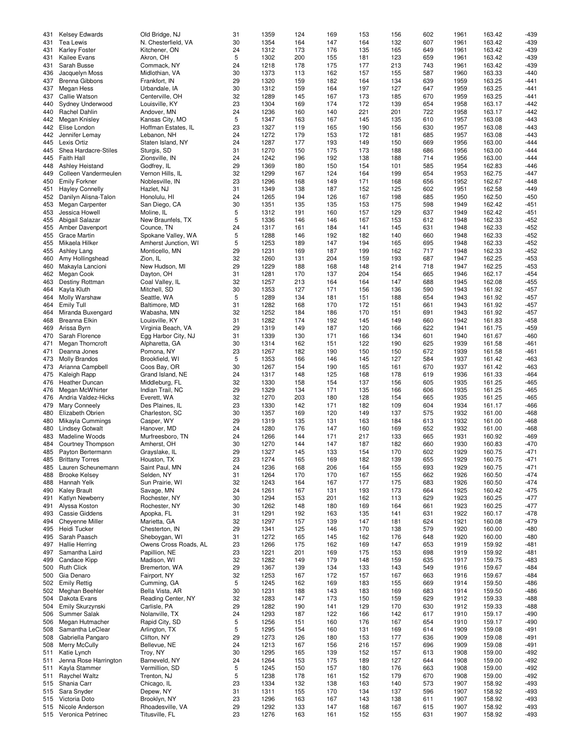| | | | | | | | | | | | | |
|---|---|---|---|---|---|---|---|---|---|---|---|---|
| 431 | Kelsey Edwards | Old Bridge, NJ | 31 | 1359 | 124 | 169 | 153 | 156 | 602 | 1961 | 163.42 | -439 |
| 431 | Tea Lewis | N. Chesterfield, VA | 30 | 1354 | 164 | 147 | 164 | 132 | 607 | 1961 | 163.42 | -439 |
| 431 | Karley Foster | Kitchener, ON | 24 | 1312 | 173 | 176 | 135 | 165 | 649 | 1961 | 163.42 | -439 |
| 431 | Kailee Evans | Akron, OH | 5 | 1302 | 200 | 155 | 181 | 123 | 659 | 1961 | 163.42 | -439 |
| 431 | Sarah Busse | Commack, NY | 24 | 1218 | 178 | 175 | 177 | 213 | 743 | 1961 | 163.42 | -439 |
| 436 | Jacquelyn Moss | Midlothian, VA | 30 | 1373 | 113 | 162 | 157 | 155 | 587 | 1960 | 163.33 | -440 |
| 437 | Brenna Gibbons | Frankfort, IN | 29 | 1320 | 159 | 182 | 164 | 134 | 639 | 1959 | 163.25 | -441 |
| 437 | Megan Hess | Urbandale, IA | 30 | 1312 | 159 | 164 | 197 | 127 | 647 | 1959 | 163.25 | -441 |
| 437 | Callie Watson | Centerville, OH | 32 | 1289 | 145 | 167 | 173 | 185 | 670 | 1959 | 163.25 | -441 |
| 440 | Sydney Underwood | Louisville, KY | 23 | 1304 | 169 | 174 | 172 | 139 | 654 | 1958 | 163.17 | -442 |
| 440 | Rachel Dahlin | Andover, MN | 24 | 1236 | 160 | 140 | 221 | 201 | 722 | 1958 | 163.17 | -442 |
| 442 | Megan Knisley | Kansas City, MO | 5 | 1347 | 163 | 167 | 145 | 135 | 610 | 1957 | 163.08 | -443 |
| 442 | Elise London | Hoffman Estates, IL | 23 | 1327 | 119 | 165 | 190 | 156 | 630 | 1957 | 163.08 | -443 |
| 442 | Jennifer Lemay | Lebanon, NH | 24 | 1272 | 179 | 153 | 172 | 181 | 685 | 1957 | 163.08 | -443 |
| 445 | Lexis Ortiz | Staten Island, NY | 24 | 1287 | 177 | 193 | 149 | 150 | 669 | 1956 | 163.00 | -444 |
| 445 | Shea Hardacre-Stiles | Sturgis, SD | 31 | 1270 | 150 | 175 | 173 | 188 | 686 | 1956 | 163.00 | -444 |
| 445 | Faith Hall | Zionsville, IN | 24 | 1242 | 196 | 192 | 138 | 188 | 714 | 1956 | 163.00 | -444 |
| 448 | Ashley Heistand | Godfrey, IL | 29 | 1369 | 180 | 150 | 154 | 101 | 585 | 1954 | 162.83 | -446 |
| 449 | Colleen Vandermeulen | Vernon Hills, IL | 32 | 1299 | 167 | 124 | 164 | 199 | 654 | 1953 | 162.75 | -447 |
| 450 | Emily Forkner | Noblesville, IN | 23 | 1296 | 168 | 149 | 171 | 168 | 656 | 1952 | 162.67 | -448 |
| 451 | Hayley Connelly | Hazlet, NJ | 31 | 1349 | 138 | 187 | 152 | 125 | 602 | 1951 | 162.58 | -449 |
| 452 | Danilyn Alisna-Talon | Honolulu, HI | 24 | 1265 | 194 | 126 | 167 | 198 | 685 | 1950 | 162.50 | -450 |
| 453 | Megan Carpenter | San Diego, CA | 30 | 1351 | 135 | 135 | 153 | 175 | 598 | 1949 | 162.42 | -451 |
| 453 | Jessica Howell | Moline, IL | 5 | 1312 | 191 | 160 | 157 | 129 | 637 | 1949 | 162.42 | -451 |
| 455 | Abigail Salazar | New Braunfels, TX | 5 | 1336 | 146 | 146 | 167 | 153 | 612 | 1948 | 162.33 | -452 |
| 455 | Amber Davenport | Counce, TN | 24 | 1317 | 161 | 184 | 141 | 145 | 631 | 1948 | 162.33 | -452 |
| 455 | Grace Martin | Spokane Valley, WA | 5 | 1288 | 146 | 192 | 182 | 140 | 660 | 1948 | 162.33 | -452 |
| 455 | Mikaela Hilker | Amherst Junction, WI | 5 | 1253 | 189 | 147 | 194 | 165 | 695 | 1948 | 162.33 | -452 |
| 455 | Ashley Lang | Monticello, MN | 29 | 1231 | 169 | 187 | 199 | 162 | 717 | 1948 | 162.33 | -452 |
| 460 | Amy Hollingshead | Zion, IL | 32 | 1260 | 131 | 204 | 159 | 193 | 687 | 1947 | 162.25 | -453 |
| 460 | Makayla Lancioni | New Hudson, MI | 29 | 1229 | 188 | 168 | 148 | 214 | 718 | 1947 | 162.25 | -453 |
| 462 | Megan Cook | Dayton, OH | 31 | 1281 | 170 | 137 | 204 | 154 | 665 | 1946 | 162.17 | -454 |
| 463 | Destiny Rottman | Coal Valley, IL | 32 | 1257 | 213 | 164 | 164 | 147 | 688 | 1945 | 162.08 | -455 |
| 464 | Kayla Kluth | Mitchell, SD | 30 | 1353 | 127 | 171 | 156 | 136 | 590 | 1943 | 161.92 | -457 |
| 464 | Molly Warshaw | Seattle, WA | 5 | 1289 | 134 | 181 | 151 | 188 | 654 | 1943 | 161.92 | -457 |
| 464 | Emily Tull | Baltimore, MD | 31 | 1282 | 168 | 170 | 172 | 151 | 661 | 1943 | 161.92 | -457 |
| 464 | Miranda Buxengard | Wabasha, MN | 32 | 1252 | 184 | 186 | 170 | 151 | 691 | 1943 | 161.92 | -457 |
| 468 | Breanna Elkin | Louisville, KY | 31 | 1282 | 174 | 192 | 145 | 149 | 660 | 1942 | 161.83 | -458 |
| 469 | Arissa Byrn | Virginia Beach, VA | 29 | 1319 | 149 | 187 | 120 | 166 | 622 | 1941 | 161.75 | -459 |
| 470 | Sarah Florence | Egg Harbor City, NJ | 31 | 1339 | 130 | 171 | 166 | 134 | 601 | 1940 | 161.67 | -460 |
| 471 | Megan Thorncroft | Alpharetta, GA | 30 | 1314 | 162 | 151 | 122 | 190 | 625 | 1939 | 161.58 | -461 |
| 471 | Deanna Jones | Pomona, NY | 23 | 1267 | 182 | 190 | 150 | 150 | 672 | 1939 | 161.58 | -461 |
| 473 | Molly Brandos | Brookfield, WI | 5 | 1353 | 166 | 146 | 145 | 127 | 584 | 1937 | 161.42 | -463 |
| 473 | Arianna Campbell | Coos Bay, OR | 30 | 1267 | 154 | 190 | 165 | 161 | 670 | 1937 | 161.42 | -463 |
| 475 | Kaleigh Rapp | Grand Island, NE | 24 | 1317 | 148 | 125 | 168 | 178 | 619 | 1936 | 161.33 | -464 |
| 476 | Heather Duncan | Middleburg, FL | 32 | 1330 | 158 | 154 | 137 | 156 | 605 | 1935 | 161.25 | -465 |
| 476 | Megan McWhirter | Indian Trail, NC | 29 | 1329 | 134 | 171 | 135 | 166 | 606 | 1935 | 161.25 | -465 |
| 476 | Andria Valdez-Hicks | Everett, WA | 32 | 1270 | 203 | 180 | 128 | 154 | 665 | 1935 | 161.25 | -465 |
| 479 | Mary Conneely | Des Plaines, IL | 23 | 1330 | 142 | 171 | 182 | 109 | 604 | 1934 | 161.17 | -466 |
| 480 | Elizabeth Obrien | Charleston, SC | 30 | 1357 | 169 | 120 | 149 | 137 | 575 | 1932 | 161.00 | -468 |
| 480 | Mikayla Cummings | Casper, WY | 29 | 1319 | 135 | 131 | 163 | 184 | 613 | 1932 | 161.00 | -468 |
| 480 | Lindsey Gotwalt | Hanover, MD | 24 | 1280 | 176 | 147 | 160 | 169 | 652 | 1932 | 161.00 | -468 |
| 483 | Madeline Woods | Murfreesboro, TN | 24 | 1266 | 144 | 171 | 217 | 133 | 665 | 1931 | 160.92 | -469 |
| 484 | Courtney Thompson | Amherst, OH | 30 | 1270 | 144 | 147 | 187 | 182 | 660 | 1930 | 160.83 | -470 |
| 485 | Payton Bertermann | Grayslake, IL | 29 | 1327 | 145 | 133 | 154 | 170 | 602 | 1929 | 160.75 | -471 |
| 485 | Brittany Torres | Houston, TX | 23 | 1274 | 165 | 169 | 182 | 139 | 655 | 1929 | 160.75 | -471 |
| 485 | Lauren Scheunemann | Saint Paul, MN | 24 | 1236 | 168 | 206 | 164 | 155 | 693 | 1929 | 160.75 | -471 |
| 488 | Brooke Kelsey | Selden, NY | 31 | 1264 | 170 | 170 | 167 | 155 | 662 | 1926 | 160.50 | -474 |
| 488 | Hannah Yelk | Sun Prairie, WI | 32 | 1243 | 164 | 167 | 177 | 175 | 683 | 1926 | 160.50 | -474 |
| 490 | Kaley Brault | Savage, MN | 24 | 1261 | 167 | 131 | 193 | 173 | 664 | 1925 | 160.42 | -475 |
| 491 | Katlyn Newberry | Rochester, NY | 30 | 1294 | 153 | 201 | 162 | 113 | 629 | 1923 | 160.25 | -477 |
| 491 | Alyssa Koston | Rochester, NY | 30 | 1262 | 148 | 180 | 169 | 164 | 661 | 1923 | 160.25 | -477 |
| 493 | Cassie Giddens | Apopka, FL | 31 | 1291 | 192 | 163 | 135 | 141 | 631 | 1922 | 160.17 | -478 |
| 494 | Cheyenne Miller | Marietta, GA | 32 | 1297 | 157 | 139 | 147 | 181 | 624 | 1921 | 160.08 | -479 |
| 495 | Heidi Tucker | Chesterton, IN | 29 | 1341 | 125 | 146 | 170 | 138 | 579 | 1920 | 160.00 | -480 |
| 495 | Sarah Paasch | Sheboygan, WI | 31 | 1272 | 165 | 145 | 162 | 176 | 648 | 1920 | 160.00 | -480 |
| 497 | Hallie Herring | Owens Cross Roads, AL | 23 | 1266 | 175 | 162 | 169 | 147 | 653 | 1919 | 159.92 | -481 |
| 497 | Samantha Laird | Papillion, NE | 23 | 1221 | 201 | 169 | 175 | 153 | 698 | 1919 | 159.92 | -481 |
| 499 | Candace Kipp | Madison, WI | 32 | 1282 | 149 | 179 | 148 | 159 | 635 | 1917 | 159.75 | -483 |
| 500 | Ruth Click | Bremerton, WA | 29 | 1367 | 139 | 134 | 133 | 143 | 549 | 1916 | 159.67 | -484 |
| 500 | Gia Denaro | Fairport, NY | 32 | 1253 | 167 | 172 | 157 | 167 | 663 | 1916 | 159.67 | -484 |
| 502 | Emily Rettig | Cumming, GA | 5 | 1245 | 162 | 169 | 183 | 155 | 669 | 1914 | 159.50 | -486 |
| 502 | Meghan Beehler | Bella Vista, AR | 30 | 1231 | 188 | 143 | 183 | 169 | 683 | 1914 | 159.50 | -486 |
| 504 | Dakota Evans | Reading Center, NY | 32 | 1283 | 147 | 173 | 150 | 159 | 629 | 1912 | 159.33 | -488 |
| 504 | Emily Skurzynski | Carlisle, PA | 29 | 1282 | 190 | 141 | 129 | 170 | 630 | 1912 | 159.33 | -488 |
| 506 | Summer Salak | Nolanville, TX | 24 | 1293 | 187 | 122 | 166 | 142 | 617 | 1910 | 159.17 | -490 |
| 506 | Megan Hutmacher | Rapid City, SD | 5 | 1256 | 151 | 160 | 176 | 167 | 654 | 1910 | 159.17 | -490 |
| 508 | Samantha LeClear | Arlington, TX | 5 | 1295 | 154 | 160 | 131 | 169 | 614 | 1909 | 159.08 | -491 |
| 508 | Gabriella Pangaro | Clifton, NY | 29 | 1273 | 126 | 180 | 153 | 177 | 636 | 1909 | 159.08 | -491 |
| 508 | Merry McCully | Bellevue, NE | 24 | 1213 | 167 | 156 | 216 | 157 | 696 | 1909 | 159.08 | -491 |
| 511 | Katie Lynch | Troy, NY | 30 | 1295 | 165 | 139 | 152 | 157 | 613 | 1908 | 159.00 | -492 |
| 511 | Jenna Rose Harrington | Barneveld, NY | 24 | 1264 | 153 | 175 | 189 | 127 | 644 | 1908 | 159.00 | -492 |
| 511 | Kayla Stammer | Vermillion, SD | 5 | 1245 | 150 | 157 | 180 | 176 | 663 | 1908 | 159.00 | -492 |
| 511 | Raychel Waltz | Trenton, NJ | 5 | 1238 | 178 | 161 | 152 | 179 | 670 | 1908 | 159.00 | -492 |
| 515 | Shania Carr | Chicago, IL | 23 | 1334 | 132 | 138 | 163 | 140 | 573 | 1907 | 158.92 | -493 |
| 515 | Sara Snyder | Depew, NY | 31 | 1311 | 155 | 170 | 134 | 137 | 596 | 1907 | 158.92 | -493 |
| 515 | Victoria Doto | Brooklyn, NY | 23 | 1296 | 163 | 167 | 143 | 138 | 611 | 1907 | 158.92 | -493 |
| 515 | Nicole Anderson | Rhoadesville, VA | 29 | 1292 | 133 | 147 | 168 | 167 | 615 | 1907 | 158.92 | -493 |
| 515 | Veronica Petrinec | Titusville, FL | 23 | 1276 | 163 | 161 | 152 | 155 | 631 | 1907 | 158.92 | -493 |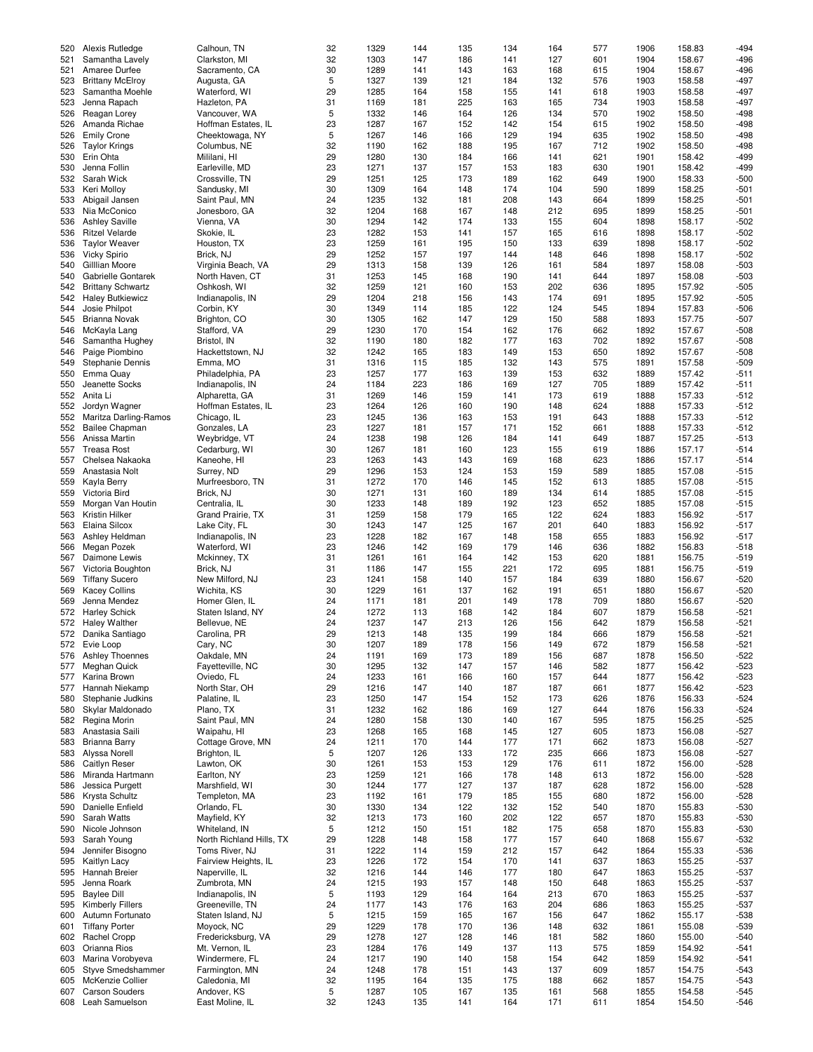| | | | | | | | | | | | | |
|---|---|---|---|---|---|---|---|---|---|---|---|---|
| 520 | Alexis Rutledge | Calhoun, TN | 32 | 1329 | 144 | 135 | 134 | 164 | 577 | 1906 | 158.83 | -494 |
| 521 | Samantha Lavely | Clarkston, MI | 32 | 1303 | 147 | 186 | 141 | 127 | 601 | 1904 | 158.67 | -496 |
| 521 | Amaree Durfee | Sacramento, CA | 30 | 1289 | 141 | 143 | 163 | 168 | 615 | 1904 | 158.67 | -496 |
| 523 | Brittany McElroy | Augusta, GA | 5 | 1327 | 139 | 121 | 184 | 132 | 576 | 1903 | 158.58 | -497 |
| 523 | Samantha Moehle | Waterford, WI | 29 | 1285 | 164 | 158 | 155 | 141 | 618 | 1903 | 158.58 | -497 |
| 523 | Jenna Rapach | Hazleton, PA | 31 | 1169 | 181 | 225 | 163 | 165 | 734 | 1903 | 158.58 | -497 |
| 526 | Reagan Lorey | Vancouver, WA | 5 | 1332 | 146 | 164 | 126 | 134 | 570 | 1902 | 158.50 | -498 |
| 526 | Amanda Richae | Hoffman Estates, IL | 23 | 1287 | 167 | 152 | 142 | 154 | 615 | 1902 | 158.50 | -498 |
| 526 | Emily Crone | Cheektowaga, NY | 5 | 1267 | 146 | 166 | 129 | 194 | 635 | 1902 | 158.50 | -498 |
| 526 | Taylor Krings | Columbus, NE | 32 | 1190 | 162 | 188 | 195 | 167 | 712 | 1902 | 158.50 | -498 |
| 530 | Erin Ohta | Mililani, HI | 29 | 1280 | 130 | 184 | 166 | 141 | 621 | 1901 | 158.42 | -499 |
| 530 | Jenna Follin | Earleville, MD | 23 | 1271 | 137 | 157 | 153 | 183 | 630 | 1901 | 158.42 | -499 |
| 532 | Sarah Wick | Crossville, TN | 29 | 1251 | 125 | 173 | 189 | 162 | 649 | 1900 | 158.33 | -500 |
| 533 | Keri Molloy | Sandusky, MI | 30 | 1309 | 164 | 148 | 174 | 104 | 590 | 1899 | 158.25 | -501 |
| 533 | Abigail Jansen | Saint Paul, MN | 24 | 1235 | 132 | 181 | 208 | 143 | 664 | 1899 | 158.25 | -501 |
| 533 | Nia McConico | Jonesboro, GA | 32 | 1204 | 168 | 167 | 148 | 212 | 695 | 1899 | 158.25 | -501 |
| 536 | Ashley Saville | Vienna, VA | 30 | 1294 | 142 | 174 | 133 | 155 | 604 | 1898 | 158.17 | -502 |
| 536 | Ritzel Velarde | Skokie, IL | 23 | 1282 | 153 | 141 | 157 | 165 | 616 | 1898 | 158.17 | -502 |
| 536 | Taylor Weaver | Houston, TX | 23 | 1259 | 161 | 195 | 150 | 133 | 639 | 1898 | 158.17 | -502 |
| 536 | Vicky Spirio | Brick, NJ | 29 | 1252 | 157 | 197 | 144 | 148 | 646 | 1898 | 158.17 | -502 |
| 540 | Gilllian Moore | Virginia Beach, VA | 29 | 1313 | 158 | 139 | 126 | 161 | 584 | 1897 | 158.08 | -503 |
| 540 | Gabrielle Gontarek | North Haven, CT | 31 | 1253 | 145 | 168 | 190 | 141 | 644 | 1897 | 158.08 | -503 |
| 542 | Brittany Schwartz | Oshkosh, WI | 32 | 1259 | 121 | 160 | 153 | 202 | 636 | 1895 | 157.92 | -505 |
| 542 | Haley Butkiewicz | Indianapolis, IN | 29 | 1204 | 218 | 156 | 143 | 174 | 691 | 1895 | 157.92 | -505 |
| 544 | Josie Philpot | Corbin, KY | 30 | 1349 | 114 | 185 | 122 | 124 | 545 | 1894 | 157.83 | -506 |
| 545 | Brianna Novak | Brighton, CO | 30 | 1305 | 162 | 147 | 129 | 150 | 588 | 1893 | 157.75 | -507 |
| 546 | McKayla Lang | Stafford, VA | 29 | 1230 | 170 | 154 | 162 | 176 | 662 | 1892 | 157.67 | -508 |
| 546 | Samantha Hughey | Bristol, IN | 32 | 1190 | 180 | 182 | 177 | 163 | 702 | 1892 | 157.67 | -508 |
| 546 | Paige Piombino | Hackettstown, NJ | 32 | 1242 | 165 | 183 | 149 | 153 | 650 | 1892 | 157.67 | -508 |
| 549 | Stephanie Dennis | Emma, MO | 31 | 1316 | 115 | 185 | 132 | 143 | 575 | 1891 | 157.58 | -509 |
| 550 | Emma Quay | Philadelphia, PA | 23 | 1257 | 177 | 163 | 139 | 153 | 632 | 1889 | 157.42 | -511 |
| 550 | Jeanette Socks | Indianapolis, IN | 24 | 1184 | 223 | 186 | 169 | 127 | 705 | 1889 | 157.42 | -511 |
| 552 | Anita Li | Alpharetta, GA | 31 | 1269 | 146 | 159 | 141 | 173 | 619 | 1888 | 157.33 | -512 |
| 552 | Jordyn Wagner | Hoffman Estates, IL | 23 | 1264 | 126 | 160 | 190 | 148 | 624 | 1888 | 157.33 | -512 |
| 552 | Maritza Darling-Ramos | Chicago, IL | 23 | 1245 | 136 | 163 | 153 | 191 | 643 | 1888 | 157.33 | -512 |
| 552 | Bailee Chapman | Gonzales, LA | 23 | 1227 | 181 | 157 | 171 | 152 | 661 | 1888 | 157.33 | -512 |
| 556 | Anissa Martin | Weybridge, VT | 24 | 1238 | 198 | 126 | 184 | 141 | 649 | 1887 | 157.25 | -513 |
| 557 | Treasa Rost | Cedarburg, WI | 30 | 1267 | 181 | 160 | 123 | 155 | 619 | 1886 | 157.17 | -514 |
| 557 | Chelsea Nakaoka | Kaneohe, HI | 23 | 1263 | 143 | 143 | 169 | 168 | 623 | 1886 | 157.17 | -514 |
| 559 | Anastasia Nolt | Surrey, ND | 29 | 1296 | 153 | 124 | 153 | 159 | 589 | 1885 | 157.08 | -515 |
| 559 | Kayla Berry | Murfreesboro, TN | 31 | 1272 | 170 | 146 | 145 | 152 | 613 | 1885 | 157.08 | -515 |
| 559 | Victoria Bird | Brick, NJ | 30 | 1271 | 131 | 160 | 189 | 134 | 614 | 1885 | 157.08 | -515 |
| 559 | Morgan Van Houtin | Centralia, IL | 30 | 1233 | 148 | 189 | 192 | 123 | 652 | 1885 | 157.08 | -515 |
| 563 | Kristin Hilker | Grand Prairie, TX | 31 | 1259 | 158 | 179 | 165 | 122 | 624 | 1883 | 156.92 | -517 |
| 563 | Elaina Silcox | Lake City, FL | 30 | 1243 | 147 | 125 | 167 | 201 | 640 | 1883 | 156.92 | -517 |
| 563 | Ashley Heldman | Indianapolis, IN | 23 | 1228 | 182 | 167 | 148 | 158 | 655 | 1883 | 156.92 | -517 |
| 566 | Megan Pozek | Waterford, WI | 23 | 1246 | 142 | 169 | 179 | 146 | 636 | 1882 | 156.83 | -518 |
| 567 | Daimone Lewis | Mckinney, TX | 31 | 1261 | 161 | 164 | 142 | 153 | 620 | 1881 | 156.75 | -519 |
| 567 | Victoria Boughton | Brick, NJ | 31 | 1186 | 147 | 155 | 221 | 172 | 695 | 1881 | 156.75 | -519 |
| 569 | Tiffany Sucero | New Milford, NJ | 23 | 1241 | 158 | 140 | 157 | 184 | 639 | 1880 | 156.67 | -520 |
| 569 | Kacey Collins | Wichita, KS | 30 | 1229 | 161 | 137 | 162 | 191 | 651 | 1880 | 156.67 | -520 |
| 569 | Jenna Mendez | Homer Glen, IL | 24 | 1171 | 181 | 201 | 149 | 178 | 709 | 1880 | 156.67 | -520 |
| 572 | Harley Schick | Staten Island, NY | 24 | 1272 | 113 | 168 | 142 | 184 | 607 | 1879 | 156.58 | -521 |
| 572 | Haley Walther | Bellevue, NE | 24 | 1237 | 147 | 213 | 126 | 156 | 642 | 1879 | 156.58 | -521 |
| 572 | Danika Santiago | Carolina, PR | 29 | 1213 | 148 | 135 | 199 | 184 | 666 | 1879 | 156.58 | -521 |
| 572 | Evie Loop | Cary, NC | 30 | 1207 | 189 | 178 | 156 | 149 | 672 | 1879 | 156.58 | -521 |
| 576 | Ashley Thoennes | Oakdale, MN | 24 | 1191 | 169 | 173 | 189 | 156 | 687 | 1878 | 156.50 | -522 |
| 577 | Meghan Quick | Fayetteville, NC | 30 | 1295 | 132 | 147 | 157 | 146 | 582 | 1877 | 156.42 | -523 |
| 577 | Karina Brown | Oviedo, FL | 24 | 1233 | 161 | 166 | 160 | 157 | 644 | 1877 | 156.42 | -523 |
| 577 | Hannah Niekamp | North Star, OH | 29 | 1216 | 147 | 140 | 187 | 187 | 661 | 1877 | 156.42 | -523 |
| 580 | Stephanie Judkins | Palatine, IL | 23 | 1250 | 147 | 154 | 152 | 173 | 626 | 1876 | 156.33 | -524 |
| 580 | Skylar Maldonado | Plano, TX | 31 | 1232 | 162 | 186 | 169 | 127 | 644 | 1876 | 156.33 | -524 |
| 582 | Regina Morin | Saint Paul, MN | 24 | 1280 | 158 | 130 | 140 | 167 | 595 | 1875 | 156.25 | -525 |
| 583 | Anastasia Saili | Waipahu, HI | 23 | 1268 | 165 | 168 | 145 | 127 | 605 | 1873 | 156.08 | -527 |
| 583 | Brianna Barry | Cottage Grove, MN | 24 | 1211 | 170 | 144 | 177 | 171 | 662 | 1873 | 156.08 | -527 |
| 583 | Alyssa Norell | Brighton, IL | 5 | 1207 | 126 | 133 | 172 | 235 | 666 | 1873 | 156.08 | -527 |
| 586 | Caitlyn Reser | Lawton, OK | 30 | 1261 | 153 | 153 | 129 | 176 | 611 | 1872 | 156.00 | -528 |
| 586 | Miranda Hartmann | Earlton, NY | 23 | 1259 | 121 | 166 | 178 | 148 | 613 | 1872 | 156.00 | -528 |
| 586 | Jessica Purgett | Marshfield, WI | 30 | 1244 | 177 | 127 | 137 | 187 | 628 | 1872 | 156.00 | -528 |
| 586 | Krysta Schultz | Templeton, MA | 23 | 1192 | 161 | 179 | 185 | 155 | 680 | 1872 | 156.00 | -528 |
| 590 | Danielle Enfield | Orlando, FL | 30 | 1330 | 134 | 122 | 132 | 152 | 540 | 1870 | 155.83 | -530 |
| 590 | Sarah Watts | Mayfield, KY | 32 | 1213 | 173 | 160 | 202 | 122 | 657 | 1870 | 155.83 | -530 |
| 590 | Nicole Johnson | Whiteland, IN | 5 | 1212 | 150 | 151 | 182 | 175 | 658 | 1870 | 155.83 | -530 |
| 593 | Sarah Young | North Richland Hills, TX | 29 | 1228 | 148 | 158 | 177 | 157 | 640 | 1868 | 155.67 | -532 |
| 594 | Jennifer Bisogno | Toms River, NJ | 31 | 1222 | 114 | 159 | 212 | 157 | 642 | 1864 | 155.33 | -536 |
| 595 | Kaitlyn Lacy | Fairview Heights, IL | 23 | 1226 | 172 | 154 | 170 | 141 | 637 | 1863 | 155.25 | -537 |
| 595 | Hannah Breier | Naperville, IL | 32 | 1216 | 144 | 146 | 177 | 180 | 647 | 1863 | 155.25 | -537 |
| 595 | Jenna Roark | Zumbrota, MN | 24 | 1215 | 193 | 157 | 148 | 150 | 648 | 1863 | 155.25 | -537 |
| 595 | Baylee Dill | Indianapolis, IN | 5 | 1193 | 129 | 164 | 164 | 213 | 670 | 1863 | 155.25 | -537 |
| 595 | Kimberly Fillers | Greeneville, TN | 24 | 1177 | 143 | 176 | 163 | 204 | 686 | 1863 | 155.25 | -537 |
| 600 | Autumn Fortunato | Staten Island, NJ | 5 | 1215 | 159 | 165 | 167 | 156 | 647 | 1862 | 155.17 | -538 |
| 601 | Tiffany Porter | Moyock, NC | 29 | 1229 | 178 | 170 | 136 | 148 | 632 | 1861 | 155.08 | -539 |
| 602 | Rachel Cropp | Fredericksburg, VA | 29 | 1278 | 127 | 128 | 146 | 181 | 582 | 1860 | 155.00 | -540 |
| 603 | Orianna Rios | Mt. Vernon, IL | 23 | 1284 | 176 | 149 | 137 | 113 | 575 | 1859 | 154.92 | -541 |
| 603 | Marina Vorobyeva | Windermere, FL | 24 | 1217 | 190 | 140 | 158 | 154 | 642 | 1859 | 154.92 | -541 |
| 605 | Styve Smedshammer | Farmington, MN | 24 | 1248 | 178 | 151 | 143 | 137 | 609 | 1857 | 154.75 | -543 |
| 605 | McKenzie Collier | Caledonia, MI | 32 | 1195 | 164 | 135 | 175 | 188 | 662 | 1857 | 154.75 | -543 |
| 607 | Carson Souders | Andover, KS | 5 | 1287 | 105 | 167 | 135 | 161 | 568 | 1855 | 154.58 | -545 |
| 608 | Leah Samuelson | East Moline, IL | 32 | 1243 | 135 | 141 | 164 | 171 | 611 | 1854 | 154.50 | -546 |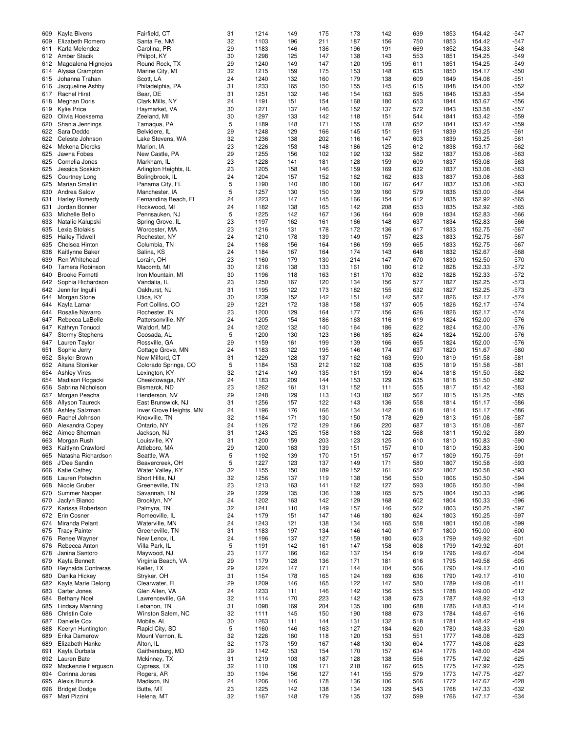| | | | | | | | | | | | | |
|---|---|---|---|---|---|---|---|---|---|---|---|---|
| 609 | Kayla Bivens | Fairfield, CT | 31 | 1214 | 149 | 175 | 173 | 142 | 639 | 1853 | 154.42 | -547 |
| 609 | Elizabeth Romero | Santa Fe, NM | 32 | 1103 | 196 | 211 | 187 | 156 | 750 | 1853 | 154.42 | -547 |
| 611 | Karla Melendez | Carolina, PR | 29 | 1183 | 146 | 136 | 196 | 191 | 669 | 1852 | 154.33 | -548 |
| 612 | Amber Stacik | Philpot, KY | 30 | 1298 | 125 | 147 | 138 | 143 | 553 | 1851 | 154.25 | -549 |
| 612 | Magdalena Hignojos | Round Rock, TX | 29 | 1240 | 149 | 147 | 120 | 195 | 611 | 1851 | 154.25 | -549 |
| 614 | Alyssa Crampton | Marine City, MI | 32 | 1215 | 159 | 175 | 153 | 148 | 635 | 1850 | 154.17 | -550 |
| 615 | Johanna Trahan | Scott, LA | 24 | 1240 | 132 | 160 | 179 | 138 | 609 | 1849 | 154.08 | -551 |
| 616 | Jacqueline Ashby | Philadelphia, PA | 31 | 1233 | 165 | 150 | 155 | 145 | 615 | 1848 | 154.00 | -552 |
| 617 | Rachel Hirst | Bear, DE | 31 | 1251 | 132 | 146 | 154 | 163 | 595 | 1846 | 153.83 | -554 |
| 618 | Meghan Doris | Clark Mills, NY | 24 | 1191 | 151 | 154 | 168 | 180 | 653 | 1844 | 153.67 | -556 |
| 619 | Kylie Price | Haymarket, VA | 30 | 1271 | 137 | 146 | 152 | 137 | 572 | 1843 | 153.58 | -557 |
| 620 | Olivia Hoeksema | Zeeland, MI | 30 | 1297 | 133 | 142 | 118 | 151 | 544 | 1841 | 153.42 | -559 |
| 620 | Shania Jennings | Tamaqua, PA | 5 | 1189 | 148 | 171 | 155 | 178 | 652 | 1841 | 153.42 | -559 |
| 622 | Sara Deddo | Belvidere, IL | 29 | 1248 | 129 | 166 | 145 | 151 | 591 | 1839 | 153.25 | -561 |
| 622 | Celeste Johnson | Lake Stevens, WA | 32 | 1236 | 138 | 202 | 116 | 147 | 603 | 1839 | 153.25 | -561 |
| 624 | Mekena Diercks | Marion, IA | 23 | 1226 | 153 | 148 | 186 | 125 | 612 | 1838 | 153.17 | -562 |
| 625 | Jawna Fobes | New Castle, PA | 29 | 1255 | 156 | 102 | 192 | 132 | 582 | 1837 | 153.08 | -563 |
| 625 | Cornelia Jones | Markham, IL | 23 | 1228 | 141 | 181 | 128 | 159 | 609 | 1837 | 153.08 | -563 |
| 625 | Jessica Soskich | Arlington Heights, IL | 23 | 1205 | 158 | 146 | 159 | 169 | 632 | 1837 | 153.08 | -563 |
| 625 | Courtney Long | Bolingbrook, IL | 24 | 1204 | 157 | 152 | 162 | 162 | 633 | 1837 | 153.08 | -563 |
| 625 | Marian Smallin | Panama City, FL | 5 | 1190 | 140 | 180 | 160 | 167 | 647 | 1837 | 153.08 | -563 |
| 630 | Andrea Salow | Manchester, IA | 5 | 1257 | 130 | 150 | 139 | 160 | 579 | 1836 | 153.00 | -564 |
| 631 | Harley Romedy | Fernandina Beach, FL | 24 | 1223 | 147 | 145 | 166 | 154 | 612 | 1835 | 152.92 | -565 |
| 631 | Jordan Bonner | Rockwood, MI | 24 | 1182 | 138 | 165 | 142 | 208 | 653 | 1835 | 152.92 | -565 |
| 633 | Michelle Bello | Pennsauken, NJ | 5 | 1225 | 142 | 167 | 136 | 164 | 609 | 1834 | 152.83 | -566 |
| 633 | Natalie Kalupski | Spring Grove, IL | 23 | 1197 | 162 | 161 | 166 | 148 | 637 | 1834 | 152.83 | -566 |
| 635 | Lexia Stolakis | Worcester, MA | 23 | 1216 | 131 | 178 | 172 | 136 | 617 | 1833 | 152.75 | -567 |
| 635 | Hailey Tidwell | Rochester, NY | 24 | 1210 | 178 | 139 | 149 | 157 | 623 | 1833 | 152.75 | -567 |
| 635 | Chelsea Hinton | Columbia, TN | 24 | 1168 | 156 | 164 | 186 | 159 | 665 | 1833 | 152.75 | -567 |
| 638 | Kaitlynne Baker | Salina, KS | 24 | 1184 | 167 | 164 | 174 | 143 | 648 | 1832 | 152.67 | -568 |
| 639 | Ren Whitehead | Lorain, OH | 23 | 1160 | 179 | 130 | 214 | 147 | 670 | 1830 | 152.50 | -570 |
| 640 | Tamera Robinson | Macomb, MI | 30 | 1216 | 138 | 133 | 161 | 180 | 612 | 1828 | 152.33 | -572 |
| 640 | Brooke Fornetti | Iron Mountain, MI | 30 | 1196 | 118 | 163 | 181 | 170 | 632 | 1828 | 152.33 | -572 |
| 642 | Sophia Richardson | Vandalia, IL | 23 | 1250 | 167 | 120 | 134 | 156 | 577 | 1827 | 152.25 | -573 |
| 642 | Jennifer Ingulli | Oakhurst, NJ | 31 | 1195 | 122 | 173 | 182 | 155 | 632 | 1827 | 152.25 | -573 |
| 644 | Morgan Stone | Utica, KY | 30 | 1239 | 152 | 142 | 151 | 142 | 587 | 1826 | 152.17 | -574 |
| 644 | Kayla Lamar | Fort Collins, CO | 29 | 1221 | 172 | 138 | 158 | 137 | 605 | 1826 | 152.17 | -574 |
| 644 | Rosalie Navarro | Rochester, IN | 23 | 1200 | 129 | 164 | 177 | 156 | 626 | 1826 | 152.17 | -574 |
| 647 | Rebecca LaBelle | Pattersonville, NY | 24 | 1205 | 154 | 186 | 163 | 116 | 619 | 1824 | 152.00 | -576 |
| 647 | Kathryn Tonucci | Waldorf, MD | 24 | 1202 | 132 | 140 | 164 | 186 | 622 | 1824 | 152.00 | -576 |
| 647 | Stormy Stephens | Coosada, AL | 5 | 1200 | 130 | 123 | 186 | 185 | 624 | 1824 | 152.00 | -576 |
| 647 | Lauren Taylor | Rossville, GA | 29 | 1159 | 161 | 199 | 139 | 166 | 665 | 1824 | 152.00 | -576 |
| 651 | Sophie Jerry | Cottage Grove, MN | 24 | 1183 | 122 | 195 | 146 | 174 | 637 | 1820 | 151.67 | -580 |
| 652 | Skyler Brown | New Milford, CT | 31 | 1229 | 128 | 137 | 162 | 163 | 590 | 1819 | 151.58 | -581 |
| 652 | Aitana Sloniker | Colorado Springs, CO | 5 | 1184 | 153 | 212 | 162 | 108 | 635 | 1819 | 151.58 | -581 |
| 654 | Ashley Vires | Lexington, KY | 32 | 1214 | 149 | 135 | 161 | 159 | 604 | 1818 | 151.50 | -582 |
| 654 | Madison Rogacki | Cheektowaga, NY | 24 | 1183 | 209 | 144 | 153 | 129 | 635 | 1818 | 151.50 | -582 |
| 656 | Sabrina Nicholson | Bismarck, ND | 23 | 1262 | 161 | 131 | 152 | 111 | 555 | 1817 | 151.42 | -583 |
| 657 | Morgan Peacha | Henderson, NV | 29 | 1248 | 129 | 113 | 143 | 182 | 567 | 1815 | 151.25 | -585 |
| 658 | Allyson Taureck | East Brunswick, NJ | 31 | 1256 | 157 | 122 | 143 | 136 | 558 | 1814 | 151.17 | -586 |
| 658 | Ashley Salzman | Inver Grove Heights, MN | 24 | 1196 | 176 | 166 | 134 | 142 | 618 | 1814 | 151.17 | -586 |
| 660 | Rachel Johnson | Knoxville, TN | 32 | 1184 | 171 | 130 | 150 | 178 | 629 | 1813 | 151.08 | -587 |
| 660 | Alexandra Copey | Ontario, NY | 24 | 1126 | 172 | 129 | 166 | 220 | 687 | 1813 | 151.08 | -587 |
| 662 | Aimee Sherman | Jackson, NJ | 31 | 1243 | 125 | 158 | 163 | 122 | 568 | 1811 | 150.92 | -589 |
| 663 | Morgan Rush | Louisville, KY | 31 | 1200 | 159 | 203 | 123 | 125 | 610 | 1810 | 150.83 | -590 |
| 663 | Kaitlynn Crawford | Attleboro, MA | 29 | 1200 | 163 | 139 | 151 | 157 | 610 | 1810 | 150.83 | -590 |
| 665 | Natasha Richardson | Seattle, WA | 5 | 1192 | 139 | 170 | 151 | 157 | 617 | 1809 | 150.75 | -591 |
| 666 | J'Dee Sandin | Beavercreek, OH | 5 | 1227 | 123 | 137 | 149 | 171 | 580 | 1807 | 150.58 | -593 |
| 666 | Katie Cathey | Water Valley, KY | 32 | 1155 | 150 | 189 | 152 | 161 | 652 | 1807 | 150.58 | -593 |
| 668 | Lauren Potechin | Short Hills, NJ | 32 | 1256 | 137 | 119 | 138 | 156 | 550 | 1806 | 150.50 | -594 |
| 668 | Nicole Gruber | Greeneville, TN | 23 | 1213 | 163 | 141 | 162 | 127 | 593 | 1806 | 150.50 | -594 |
| 670 | Summer Napper | Savannah, TN | 29 | 1229 | 135 | 136 | 139 | 165 | 575 | 1804 | 150.33 | -596 |
| 670 | Jaclyn Bianco | Brooklyn, NY | 24 | 1202 | 163 | 142 | 129 | 168 | 602 | 1804 | 150.33 | -596 |
| 672 | Karissa Robertson | Palmyra, TN | 32 | 1241 | 110 | 149 | 157 | 146 | 562 | 1803 | 150.25 | -597 |
| 672 | Erin Cosner | Romeoville, IL | 24 | 1179 | 151 | 147 | 146 | 180 | 624 | 1803 | 150.25 | -597 |
| 674 | Miranda Pelant | Waterville, MN | 24 | 1243 | 121 | 138 | 134 | 165 | 558 | 1801 | 150.08 | -599 |
| 675 | Tracy Painter | Greeneville, TN | 31 | 1183 | 197 | 134 | 146 | 140 | 617 | 1800 | 150.00 | -600 |
| 676 | Renee Wayner | New Lenox, IL | 24 | 1196 | 137 | 127 | 159 | 180 | 603 | 1799 | 149.92 | -601 |
| 676 | Rebecca Anton | Villa Park, IL | 5 | 1191 | 142 | 161 | 147 | 158 | 608 | 1799 | 149.92 | -601 |
| 678 | Janina Santoro | Maywood, NJ | 23 | 1177 | 166 | 162 | 137 | 154 | 619 | 1796 | 149.67 | -604 |
| 679 | Kayla Bennett | Virginia Beach, VA | 29 | 1179 | 128 | 136 | 171 | 181 | 616 | 1795 | 149.58 | -605 |
| 680 | Reynalda Contreras | Keller, TX | 29 | 1224 | 147 | 171 | 144 | 104 | 566 | 1790 | 149.17 | -610 |
| 680 | Danika Hickey | Stryker, OH | 31 | 1154 | 178 | 165 | 124 | 169 | 636 | 1790 | 149.17 | -610 |
| 682 | Kayla Marie Delong | Clearwater, FL | 29 | 1209 | 146 | 165 | 122 | 147 | 580 | 1789 | 149.08 | -611 |
| 683 | Carter Jones | Glen Allen, VA | 24 | 1233 | 111 | 146 | 142 | 156 | 555 | 1788 | 149.00 | -612 |
| 684 | Bethany Noel | Lawrenceville, GA | 32 | 1114 | 170 | 223 | 142 | 138 | 673 | 1787 | 148.92 | -613 |
| 685 | Lindsay Manning | Lebanon, TN | 31 | 1098 | 169 | 204 | 135 | 180 | 688 | 1786 | 148.83 | -614 |
| 686 | Christin Cole | Winston Salem, NC | 32 | 1111 | 145 | 150 | 190 | 188 | 673 | 1784 | 148.67 | -616 |
| 687 | Danielle Cox | Mobile, AL | 30 | 1263 | 111 | 144 | 131 | 132 | 518 | 1781 | 148.42 | -619 |
| 688 | Keeryn Huntington | Rapid City, SD | 5 | 1160 | 146 | 163 | 127 | 184 | 620 | 1780 | 148.33 | -620 |
| 689 | Erika Damerow | Mount Vernon, IL | 32 | 1226 | 160 | 118 | 120 | 153 | 551 | 1777 | 148.08 | -623 |
| 689 | Elizabeth Hanke | Alton, IL | 32 | 1173 | 159 | 167 | 148 | 130 | 604 | 1777 | 148.08 | -623 |
| 691 | Kayla Durbala | Gaithersburg, MD | 29 | 1142 | 153 | 154 | 170 | 157 | 634 | 1776 | 148.00 | -624 |
| 692 | Lauren Bate | Mckinney, TX | 31 | 1219 | 103 | 187 | 128 | 138 | 556 | 1775 | 147.92 | -625 |
| 692 | Mackenzie Ferguson | Cypress, TX | 32 | 1110 | 109 | 171 | 218 | 167 | 665 | 1775 | 147.92 | -625 |
| 694 | Corinna Jones | Rogers, AR | 30 | 1194 | 156 | 127 | 141 | 155 | 579 | 1773 | 147.75 | -627 |
| 695 | Alexis Brunck | Madison, IN | 24 | 1206 | 146 | 178 | 136 | 106 | 566 | 1772 | 147.67 | -628 |
| 696 | Bridget Dodge | Butte, MT | 23 | 1225 | 142 | 138 | 134 | 129 | 543 | 1768 | 147.33 | -632 |
| 697 | Mari Pizzini | Helena, MT | 32 | 1167 | 148 | 179 | 135 | 137 | 599 | 1766 | 147.17 | -634 |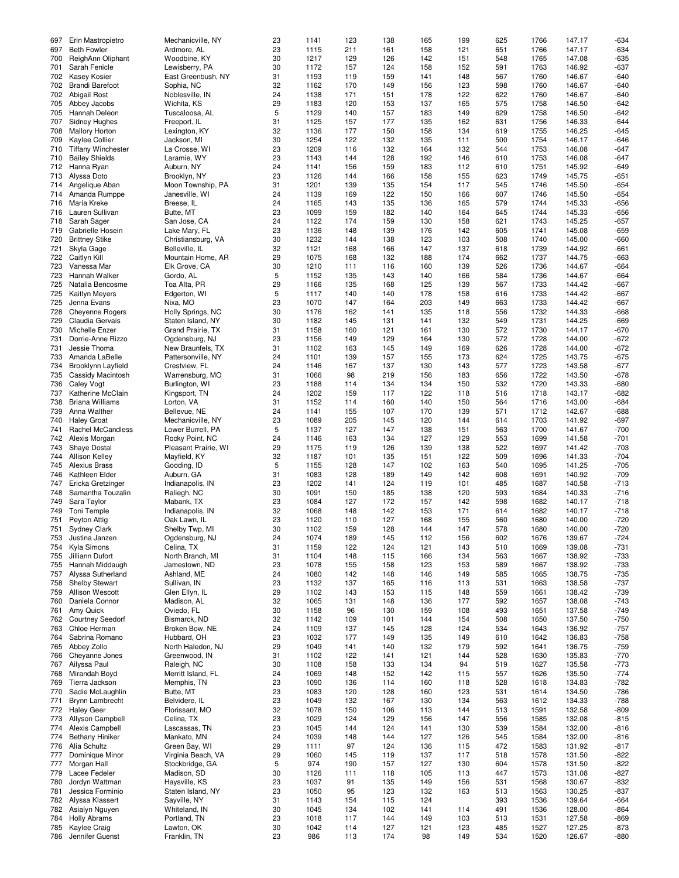| | | | | | | | | | | | | | |
|---|---|---|---|---|---|---|---|---|---|---|---|---|---|
| 697 | Erin Mastropietro | Mechanicville, NY | 23 | 1141 | 123 | 138 | 165 | 199 | 625 | 1766 | 147.17 | -634 |
| 697 | Beth Fowler | Ardmore, AL | 23 | 1115 | 211 | 161 | 158 | 121 | 651 | 1766 | 147.17 | -634 |
| 700 | ReighAnn Oliphant | Woodbine, KY | 30 | 1217 | 129 | 126 | 142 | 151 | 548 | 1765 | 147.08 | -635 |
| 701 | Sarah Fenicle | Lewisberry, PA | 30 | 1172 | 157 | 124 | 158 | 152 | 591 | 1763 | 146.92 | -637 |
| 702 | Kasey Kosier | East Greenbush, NY | 31 | 1193 | 119 | 159 | 141 | 148 | 567 | 1760 | 146.67 | -640 |
| 702 | Brandi Barefoot | Sophia, NC | 32 | 1162 | 170 | 149 | 156 | 123 | 598 | 1760 | 146.67 | -640 |
| 702 | Abigail Rost | Noblesville, IN | 24 | 1138 | 171 | 151 | 178 | 122 | 622 | 1760 | 146.67 | -640 |
| 705 | Abbey Jacobs | Wichita, KS | 29 | 1183 | 120 | 153 | 137 | 165 | 575 | 1758 | 146.50 | -642 |
| 705 | Hannah Deleon | Tuscaloosa, AL | 5 | 1129 | 140 | 157 | 183 | 149 | 629 | 1758 | 146.50 | -642 |
| 707 | Sidney Hughes | Freeport, IL | 31 | 1125 | 157 | 177 | 135 | 162 | 631 | 1756 | 146.33 | -644 |
| 708 | Mallory Horton | Lexington, KY | 32 | 1136 | 177 | 150 | 158 | 134 | 619 | 1755 | 146.25 | -645 |
| 709 | Kaylee Collier | Jackson, MI | 30 | 1254 | 122 | 132 | 135 | 111 | 500 | 1754 | 146.17 | -646 |
| 710 | Tiffany Winchester | La Crosse, WI | 23 | 1209 | 116 | 132 | 164 | 132 | 544 | 1753 | 146.08 | -647 |
| 710 | Bailey Shields | Laramie, WY | 23 | 1143 | 144 | 128 | 192 | 146 | 610 | 1753 | 146.08 | -647 |
| 712 | Hanna Ryan | Auburn, NY | 24 | 1141 | 156 | 159 | 183 | 112 | 610 | 1751 | 145.92 | -649 |
| 713 | Alyssa Doto | Brooklyn, NY | 23 | 1126 | 144 | 166 | 158 | 155 | 623 | 1749 | 145.75 | -651 |
| 714 | Angelique Aban | Moon Township, PA | 31 | 1201 | 139 | 135 | 154 | 117 | 545 | 1746 | 145.50 | -654 |
| 714 | Amanda Rumppe | Janesville, WI | 24 | 1139 | 169 | 122 | 150 | 166 | 607 | 1746 | 145.50 | -654 |
| 716 | Maria Kreke | Breese, IL | 24 | 1165 | 143 | 135 | 136 | 165 | 579 | 1744 | 145.33 | -656 |
| 716 | Lauren Sullivan | Butte, MT | 23 | 1099 | 159 | 182 | 140 | 164 | 645 | 1744 | 145.33 | -656 |
| 718 | Sarah Sager | San Jose, CA | 24 | 1122 | 174 | 159 | 130 | 158 | 621 | 1743 | 145.25 | -657 |
| 719 | Gabrielle Hosein | Lake Mary, FL | 23 | 1136 | 148 | 139 | 176 | 142 | 605 | 1741 | 145.08 | -659 |
| 720 | Brittney Stike | Christiansburg, VA | 30 | 1232 | 144 | 138 | 123 | 103 | 508 | 1740 | 145.00 | -660 |
| 721 | Skyla Gage | Belleville, IL | 32 | 1121 | 168 | 166 | 147 | 137 | 618 | 1739 | 144.92 | -661 |
| 722 | Caitlyn Kill | Mountain Home, AR | 29 | 1075 | 168 | 132 | 188 | 174 | 662 | 1737 | 144.75 | -663 |
| 723 | Vanessa Mar | Elk Grove, CA | 30 | 1210 | 111 | 116 | 160 | 139 | 526 | 1736 | 144.67 | -664 |
| 723 | Hannah Walker | Gordo, AL | 5 | 1152 | 135 | 143 | 140 | 166 | 584 | 1736 | 144.67 | -664 |
| 725 | Natalia Bencosme | Toa Alta, PR | 29 | 1166 | 135 | 168 | 125 | 139 | 567 | 1733 | 144.42 | -667 |
| 725 | Kaitlyn Meyers | Edgerton, WI | 5 | 1117 | 140 | 140 | 178 | 158 | 616 | 1733 | 144.42 | -667 |
| 725 | Jenna Evans | Nixa, MO | 23 | 1070 | 147 | 164 | 203 | 149 | 663 | 1733 | 144.42 | -667 |
| 728 | Cheyenne Rogers | Holly Springs, NC | 30 | 1176 | 162 | 141 | 135 | 118 | 556 | 1732 | 144.33 | -668 |
| 729 | Claudia Gervais | Staten Island, NY | 30 | 1182 | 145 | 131 | 141 | 132 | 549 | 1731 | 144.25 | -669 |
| 730 | Michelle Enzer | Grand Prairie, TX | 31 | 1158 | 160 | 121 | 161 | 130 | 572 | 1730 | 144.17 | -670 |
| 731 | Dorrie-Anne Rizzo | Ogdensburg, NJ | 23 | 1156 | 149 | 129 | 164 | 130 | 572 | 1728 | 144.00 | -672 |
| 731 | Jessie Thoma | New Braunfels, TX | 31 | 1102 | 163 | 145 | 149 | 169 | 626 | 1728 | 144.00 | -672 |
| 733 | Amanda LaBelle | Pattersonville, NY | 24 | 1101 | 139 | 157 | 155 | 173 | 624 | 1725 | 143.75 | -675 |
| 734 | Brooklynn Layfield | Crestview, FL | 24 | 1146 | 167 | 137 | 130 | 143 | 577 | 1723 | 143.58 | -677 |
| 735 | Cassidy Macintosh | Warrensburg, MO | 31 | 1066 | 98 | 219 | 156 | 183 | 656 | 1722 | 143.50 | -678 |
| 736 | Caley Vogt | Burlington, WI | 23 | 1188 | 114 | 134 | 134 | 150 | 532 | 1720 | 143.33 | -680 |
| 737 | Katherine McClain | Kingsport, TN | 24 | 1202 | 159 | 117 | 122 | 118 | 516 | 1718 | 143.17 | -682 |
| 738 | Briana Williams | Lorton, VA | 31 | 1152 | 114 | 160 | 140 | 150 | 564 | 1716 | 143.00 | -684 |
| 739 | Anna Walther | Bellevue, NE | 24 | 1141 | 155 | 107 | 170 | 139 | 571 | 1712 | 142.67 | -688 |
| 740 | Haley Groat | Mechanicville, NY | 23 | 1089 | 205 | 145 | 120 | 144 | 614 | 1703 | 141.92 | -697 |
| 741 | Rachel McCandless | Lower Burrell, PA | 5 | 1137 | 127 | 147 | 138 | 151 | 563 | 1700 | 141.67 | -700 |
| 742 | Alexis Morgan | Rocky Point, NC | 24 | 1146 | 163 | 134 | 127 | 129 | 553 | 1699 | 141.58 | -701 |
| 743 | Shaye Dostal | Pleasant Prairie, WI | 29 | 1175 | 119 | 126 | 139 | 138 | 522 | 1697 | 141.42 | -703 |
| 744 | Allison Kelley | Mayfield, KY | 32 | 1187 | 101 | 135 | 151 | 122 | 509 | 1696 | 141.33 | -704 |
| 745 | Alexius Brass | Gooding, ID | 5 | 1155 | 128 | 147 | 102 | 163 | 540 | 1695 | 141.25 | -705 |
| 746 | Kathleen Elder | Auburn, GA | 31 | 1083 | 128 | 189 | 149 | 142 | 608 | 1691 | 140.92 | -709 |
| 747 | Ericka Gretzinger | Indianapolis, IN | 23 | 1202 | 141 | 124 | 119 | 101 | 485 | 1687 | 140.58 | -713 |
| 748 | Samantha Touzalin | Raliegh, NC | 30 | 1091 | 150 | 185 | 138 | 120 | 593 | 1684 | 140.33 | -716 |
| 749 | Sara Taylor | Mabank, TX | 23 | 1084 | 127 | 172 | 157 | 142 | 598 | 1682 | 140.17 | -718 |
| 749 | Toni Temple | Indianapolis, IN | 32 | 1068 | 148 | 142 | 153 | 171 | 614 | 1682 | 140.17 | -718 |
| 751 | Peyton Attig | Oak Lawn, IL | 23 | 1120 | 110 | 127 | 168 | 155 | 560 | 1680 | 140.00 | -720 |
| 751 | Sydney Clark | Shelby Twp, MI | 30 | 1102 | 159 | 128 | 144 | 147 | 578 | 1680 | 140.00 | -720 |
| 753 | Justina Janzen | Ogdensburg, NJ | 24 | 1074 | 189 | 145 | 112 | 156 | 602 | 1676 | 139.67 | -724 |
| 754 | Kyla Simons | Celina, TX | 31 | 1159 | 122 | 124 | 121 | 143 | 510 | 1669 | 139.08 | -731 |
| 755 | Jilliann Dufort | North Branch, MI | 31 | 1104 | 148 | 115 | 166 | 134 | 563 | 1667 | 138.92 | -733 |
| 755 | Hannah Middaugh | Jamestown, ND | 23 | 1078 | 155 | 158 | 123 | 153 | 589 | 1667 | 138.92 | -733 |
| 757 | Alyssa Sutherland | Ashland, ME | 24 | 1080 | 142 | 148 | 146 | 149 | 585 | 1665 | 138.75 | -735 |
| 758 | Shelby Stewart | Sullivan, IN | 23 | 1132 | 137 | 165 | 116 | 113 | 531 | 1663 | 138.58 | -737 |
| 759 | Allison Wescott | Glen Ellyn, IL | 29 | 1102 | 143 | 153 | 115 | 148 | 559 | 1661 | 138.42 | -739 |
| 760 | Daniela Connor | Madison, AL | 32 | 1065 | 131 | 148 | 136 | 177 | 592 | 1657 | 138.08 | -743 |
| 761 | Amy Quick | Oviedo, FL | 30 | 1158 | 96 | 130 | 159 | 108 | 493 | 1651 | 137.58 | -749 |
| 762 | Courtney Seedorf | Bismarck, ND | 32 | 1142 | 109 | 101 | 144 | 154 | 508 | 1650 | 137.50 | -750 |
| 763 | Chloe Herman | Broken Bow, NE | 24 | 1109 | 137 | 145 | 128 | 124 | 534 | 1643 | 136.92 | -757 |
| 764 | Sabrina Romano | Hubbard, OH | 23 | 1032 | 177 | 149 | 135 | 149 | 610 | 1642 | 136.83 | -758 |
| 765 | Abbey Zollo | North Haledon, NJ | 29 | 1049 | 141 | 140 | 132 | 179 | 592 | 1641 | 136.75 | -759 |
| 766 | Cheyanne Jones | Greenwood, IN | 31 | 1102 | 122 | 141 | 121 | 144 | 528 | 1630 | 135.83 | -770 |
| 767 | Ailyssa Paul | Raleigh, NC | 30 | 1108 | 158 | 133 | 134 | 94 | 519 | 1627 | 135.58 | -773 |
| 768 | Mirandah Boyd | Merritt Island, FL | 24 | 1069 | 148 | 152 | 142 | 115 | 557 | 1626 | 135.50 | -774 |
| 769 | Tierra Jackson | Memphis, TN | 23 | 1090 | 136 | 114 | 160 | 118 | 528 | 1618 | 134.83 | -782 |
| 770 | Sadie McLaughlin | Butte, MT | 23 | 1083 | 120 | 128 | 160 | 123 | 531 | 1614 | 134.50 | -786 |
| 771 | Brynn Lambrecht | Belvidere, IL | 23 | 1049 | 132 | 167 | 130 | 134 | 563 | 1612 | 134.33 | -788 |
| 772 | Haley Geer | Florissant, MO | 32 | 1078 | 150 | 106 | 113 | 144 | 513 | 1591 | 132.58 | -809 |
| 773 | Allyson Campbell | Celina, TX | 23 | 1029 | 124 | 129 | 156 | 147 | 556 | 1585 | 132.08 | -815 |
| 774 | Alexis Campbell | Lascassas, TN | 23 | 1045 | 144 | 124 | 141 | 130 | 539 | 1584 | 132.00 | -816 |
| 774 | Bethany Hiniker | Mankato, MN | 24 | 1039 | 148 | 144 | 127 | 126 | 545 | 1584 | 132.00 | -816 |
| 776 | Alia Schultz | Green Bay, WI | 29 | 1111 | 97 | 124 | 136 | 115 | 472 | 1583 | 131.92 | -817 |
| 777 | Dominique Minor | Virginia Beach, VA | 29 | 1060 | 145 | 119 | 137 | 117 | 518 | 1578 | 131.50 | -822 |
| 777 | Morgan Hall | Stockbridge, GA | 5 | 974 | 190 | 157 | 127 | 130 | 604 | 1578 | 131.50 | -822 |
| 779 | Lacee Fedeler | Madison, SD | 30 | 1126 | 111 | 118 | 105 | 113 | 447 | 1573 | 131.08 | -827 |
| 780 | Jordyn Wattman | Haysville, KS | 23 | 1037 | 91 | 135 | 149 | 156 | 531 | 1568 | 130.67 | -832 |
| 781 | Jessica Forminio | Staten Island, NY | 23 | 1050 | 95 | 123 | 132 | 163 | 513 | 1563 | 130.25 | -837 |
| 782 | Alyssa Klassert | Sayville, NY | 31 | 1143 | 154 | 115 | 124 | | 393 | 1536 | 139.64 | -664 |
| 782 | Asialyn Nguyen | Whiteland, IN | 30 | 1045 | 134 | 102 | 141 | 114 | 491 | 1536 | 128.00 | -864 |
| 784 | Holly Abrams | Portland, TN | 23 | 1018 | 117 | 144 | 149 | 103 | 513 | 1531 | 127.58 | -869 |
| 785 | Kaylee Craig | Lawton, OK | 30 | 1042 | 114 | 127 | 121 | 123 | 485 | 1527 | 127.25 | -873 |
| 786 | Jennifer Guenst | Franklin, TN | 23 | 986 | 113 | 174 | 98 | 149 | 534 | 1520 | 126.67 | -880 |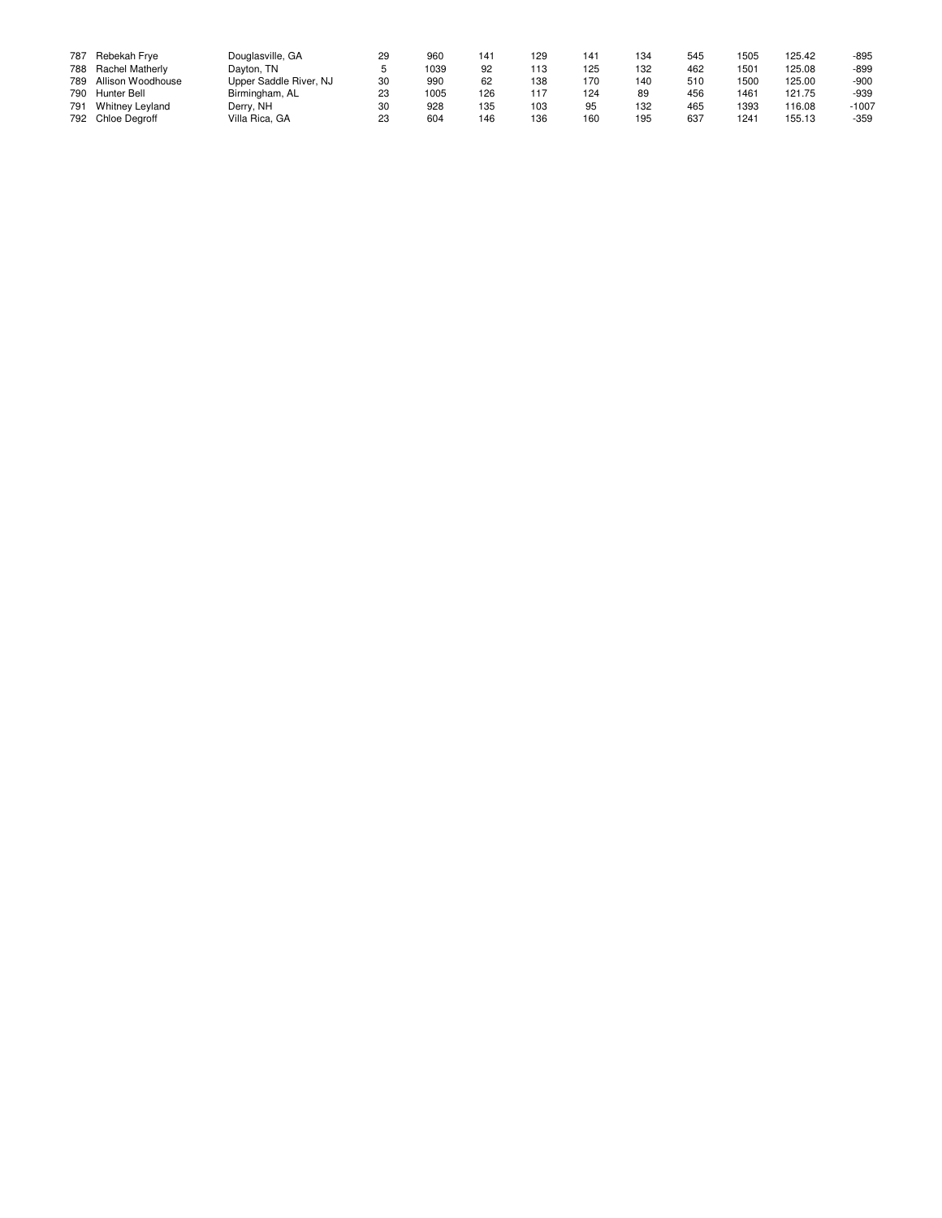| | | | | | | | | | | | | |
|---|---|---|---|---|---|---|---|---|---|---|---|---|
| 787 | Rebekah Frye | Douglasville, GA | 29 | 960 | 141 | 129 | 141 | 134 | 545 | 1505 | 125.42 | -895 |
| 788 | Rachel Matherly | Dayton, TN | 5 | 1039 | 92 | 113 | 125 | 132 | 462 | 1501 | 125.08 | -899 |
| 789 | Allison Woodhouse | Upper Saddle River, NJ | 30 | 990 | 62 | 138 | 170 | 140 | 510 | 1500 | 125.00 | -900 |
| 790 | Hunter Bell | Birmingham, AL | 23 | 1005 | 126 | 117 | 124 | 89 | 456 | 1461 | 121.75 | -939 |
| 791 | Whitney Leyland | Derry, NH | 30 | 928 | 135 | 103 | 95 | 132 | 465 | 1393 | 116.08 | -1007 |
| 792 | Chloe Degroff | Villa Rica, GA | 23 | 604 | 146 | 136 | 160 | 195 | 637 | 1241 | 155.13 | -359 |